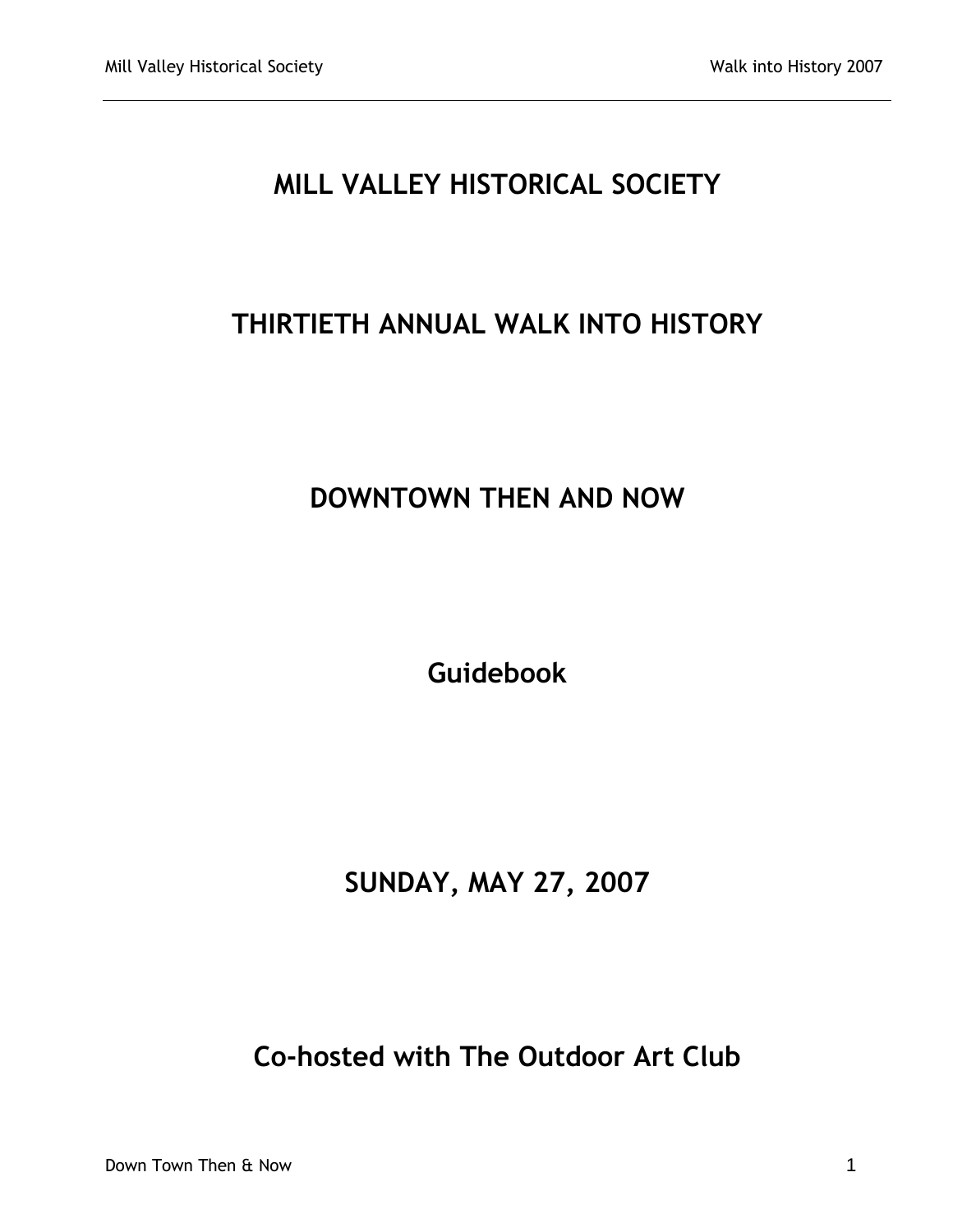# MILL VALLEY HISTORICAL SOCIETY

# THIRTIETH ANNUAL WALK INTO HISTORY

# DOWNTOWN THEN AND NOW

## Guidebook

## SUNDAY, MAY 27, 2007

## Co-hosted with The Outdoor Art Club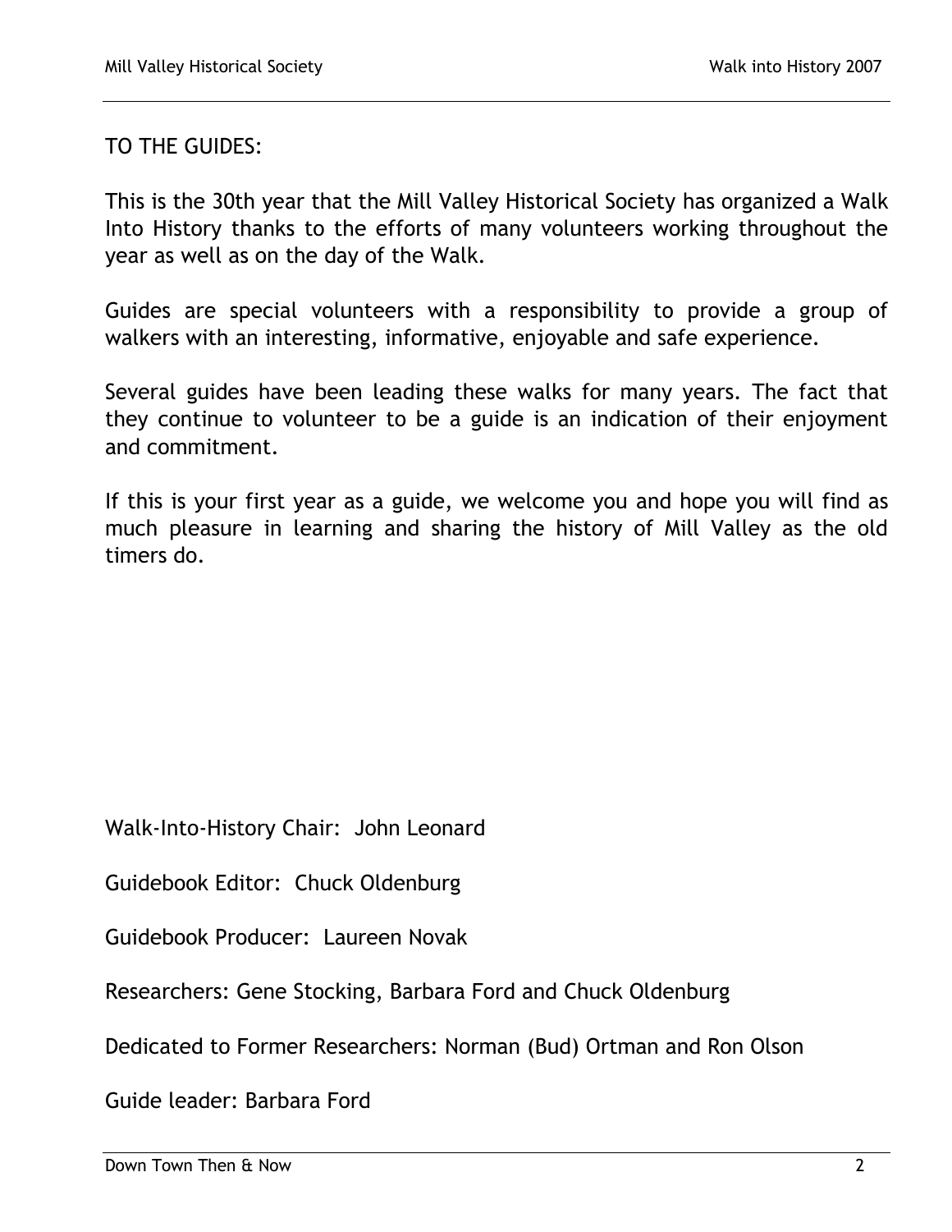TO THE GUIDES:

This is the 30th year that the Mill Valley Historical Society has organized a Walk Into History thanks to the efforts of many volunteers working throughout the year as well as on the day of the Walk.

Guides are special volunteers with a responsibility to provide a group of walkers with an interesting, informative, enjoyable and safe experience.

Several guides have been leading these walks for many years. The fact that they continue to volunteer to be a guide is an indication of their enjoyment and commitment.

If this is your first year as a guide, we welcome you and hope you will find as much pleasure in learning and sharing the history of Mill Valley as the old timers do.

Walk-Into-History Chair: John Leonard

Guidebook Editor: Chuck Oldenburg

Guidebook Producer: Laureen Novak

Researchers: Gene Stocking, Barbara Ford and Chuck Oldenburg

Dedicated to Former Researchers: Norman (Bud) Ortman and Ron Olson

Guide leader: Barbara Ford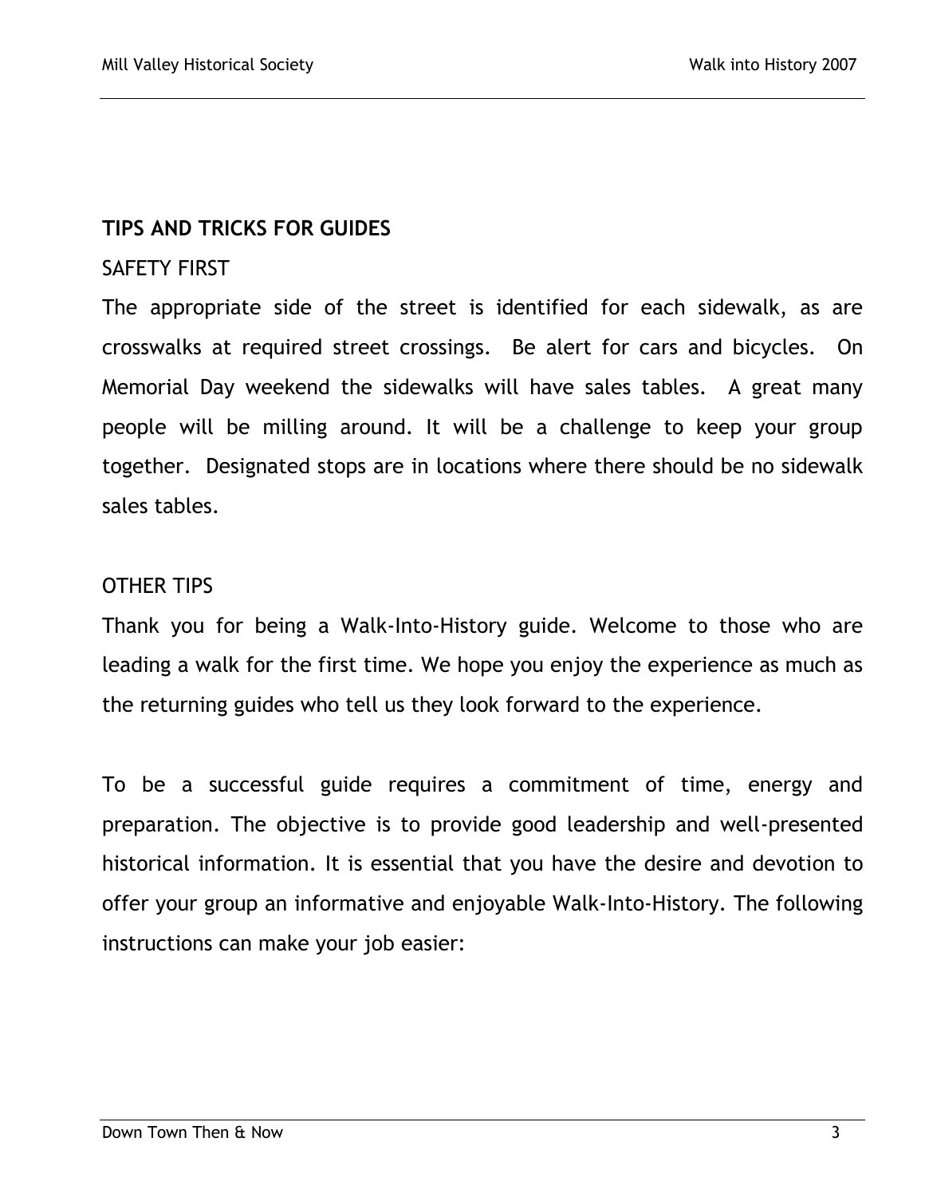## TIPS AND TRICKS FOR GUIDES

### SAFETY FIRST

The appropriate side of the street is identified for each sidewalk, as are crosswalks at required street crossings. Be alert for cars and bicycles. On Memorial Day weekend the sidewalks will have sales tables. A great many people will be milling around. It will be a challenge to keep your group together. Designated stops are in locations where there should be no sidewalk sales tables.

### OTHER TIPS

Thank you for being a Walk-Into-History guide. Welcome to those who are leading a walk for the first time. We hope you enjoy the experience as much as the returning guides who tell us they look forward to the experience.

To be a successful guide requires a commitment of time, energy and preparation. The objective is to provide good leadership and well-presented historical information. It is essential that you have the desire and devotion to offer your group an informative and enjoyable Walk-Into-History. The following instructions can make your job easier: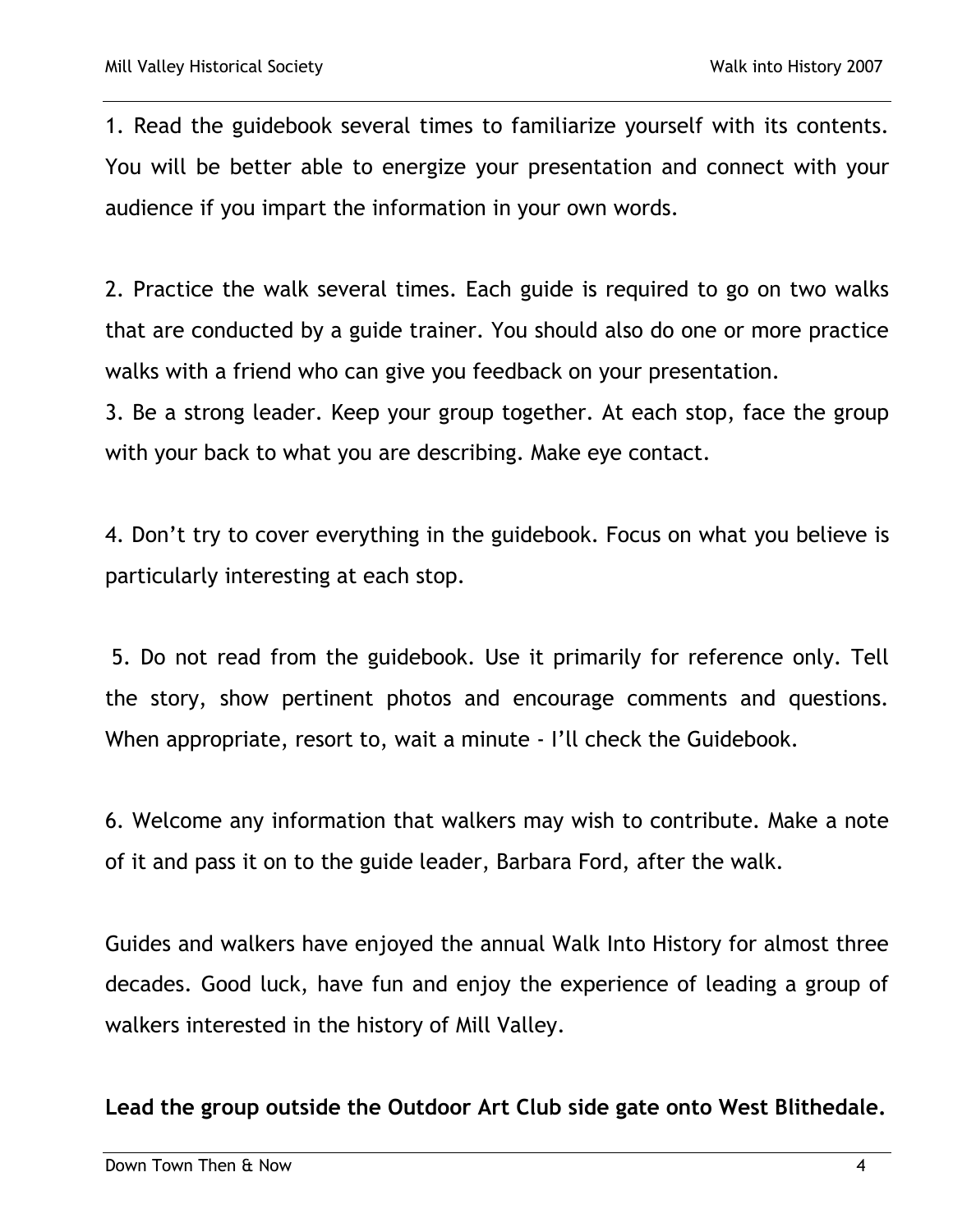1. Read the guidebook several times to familiarize yourself with its contents. You will be better able to energize your presentation and connect with your audience if you impart the information in your own words.

2. Practice the walk several times. Each guide is required to go on two walks that are conducted by a guide trainer. You should also do one or more practice walks with a friend who can give you feedback on your presentation.

3. Be a strong leader. Keep your group together. At each stop, face the group with your back to what you are describing. Make eye contact.

4. Don't try to cover everything in the guidebook. Focus on what you believe is particularly interesting at each stop.

5. Do not read from the guidebook. Use it primarily for reference only. Tell the story, show pertinent photos and encourage comments and questions. When appropriate, resort to, wait a minute - I'll check the Guidebook.

6. Welcome any information that walkers may wish to contribute. Make a note of it and pass it on to the guide leader, Barbara Ford, after the walk.

Guides and walkers have enjoyed the annual Walk Into History for almost three decades. Good luck, have fun and enjoy the experience of leading a group of walkers interested in the history of Mill Valley.

**Lead the group outside the Outdoor Art Club side gate onto West Blithedale.**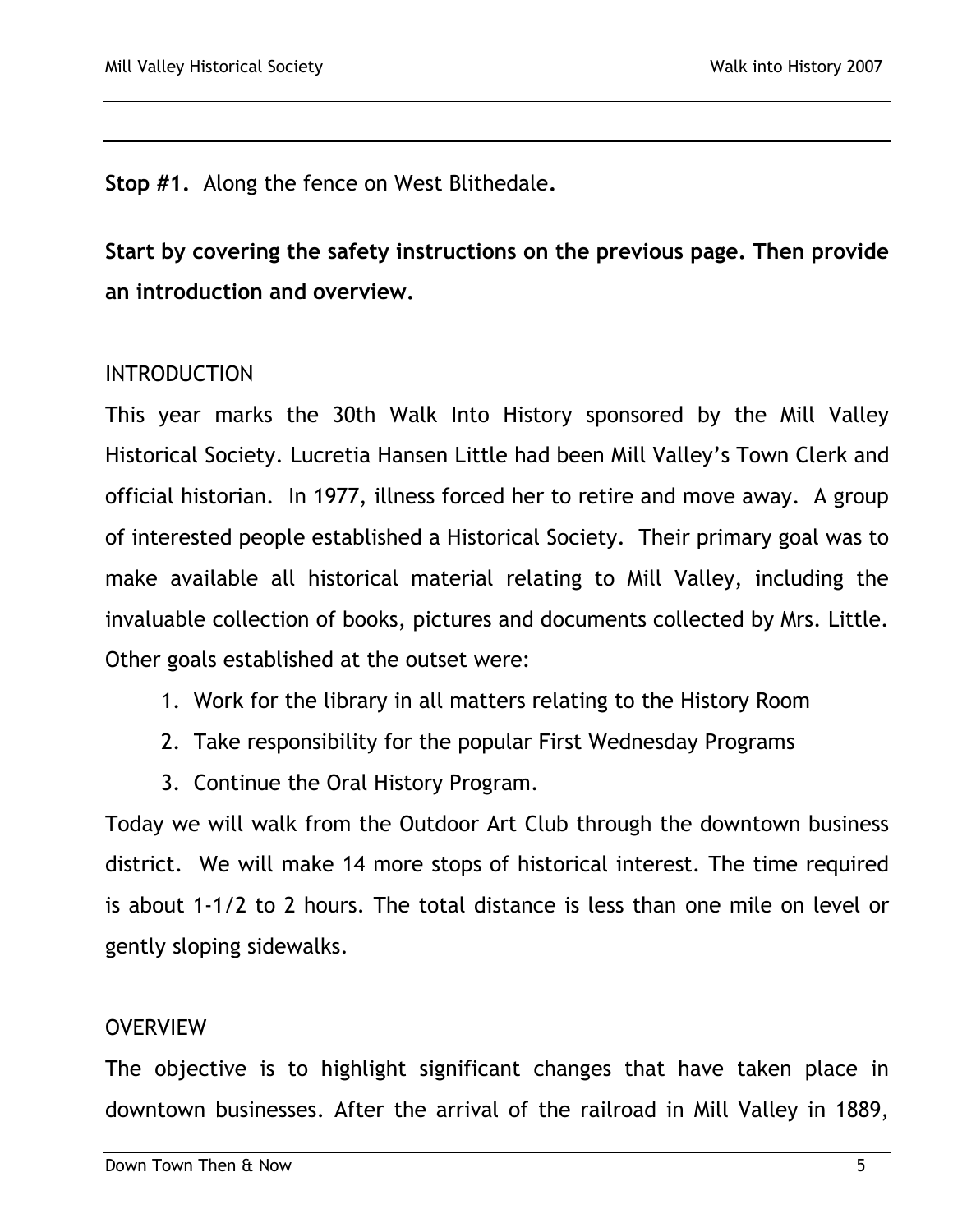**Stop #1.** Along the fence on West Blithedale**.**

**Start by covering the safety instructions on the previous page. Then provide an introduction and overview.**

INTRODUCTION

This year marks the 30th Walk Into History sponsored by the Mill Valley Historical Society. Lucretia Hansen Little had been Mill Valley's Town Clerk and official historian. In 1977, illness forced her to retire and move away. A group of interested people established a Historical Society. Their primary goal was to make available all historical material relating to Mill Valley, including the invaluable collection of books, pictures and documents collected by Mrs. Little. Other goals established at the outset were:

1. Work for the library in all matters relating to the History Room
2. Take responsibility for the popular First Wednesday Programs
3. Continue the Oral History Program.

Today we will walk from the Outdoor Art Club through the downtown business district. We will make 14 more stops of historical interest. The time required is about 1-1/2 to 2 hours. The total distance is less than one mile on level or gently sloping sidewalks.

OVERVIEW

The objective is to highlight significant changes that have taken place in downtown businesses. After the arrival of the railroad in Mill Valley in 1889,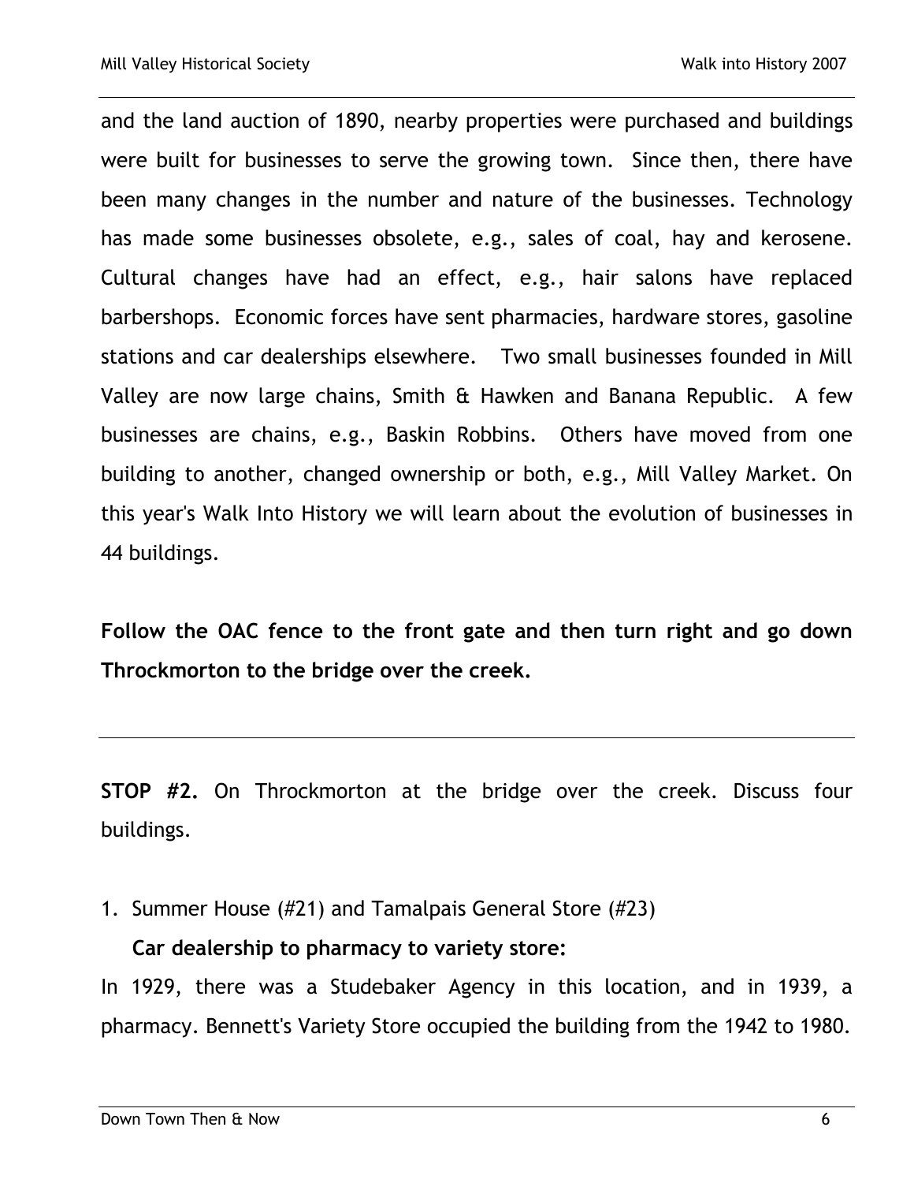and the land auction of 1890, nearby properties were purchased and buildings were built for businesses to serve the growing town. Since then, there have been many changes in the number and nature of the businesses. Technology has made some businesses obsolete, e.g., sales of coal, hay and kerosene. Cultural changes have had an effect, e.g., hair salons have replaced barbershops. Economic forces have sent pharmacies, hardware stores, gasoline stations and car dealerships elsewhere. Two small businesses founded in Mill Valley are now large chains, Smith & Hawken and Banana Republic. A few businesses are chains, e.g., Baskin Robbins. Others have moved from one building to another, changed ownership or both, e.g., Mill Valley Market. On this year's Walk Into History we will learn about the evolution of businesses in 44 buildings.

**Follow the OAC fence to the front gate and then turn right and go down Throckmorton to the bridge over the creek.**

---

**STOP #2.** On Throckmorton at the bridge over the creek. Discuss four buildings.

1. Summer House (#21) and Tamalpais General Store (#23)

   **Car dealership to pharmacy to variety store:**

In 1929, there was a Studebaker Agency in this location, and in 1939, a pharmacy. Bennett's Variety Store occupied the building from the 1942 to 1980.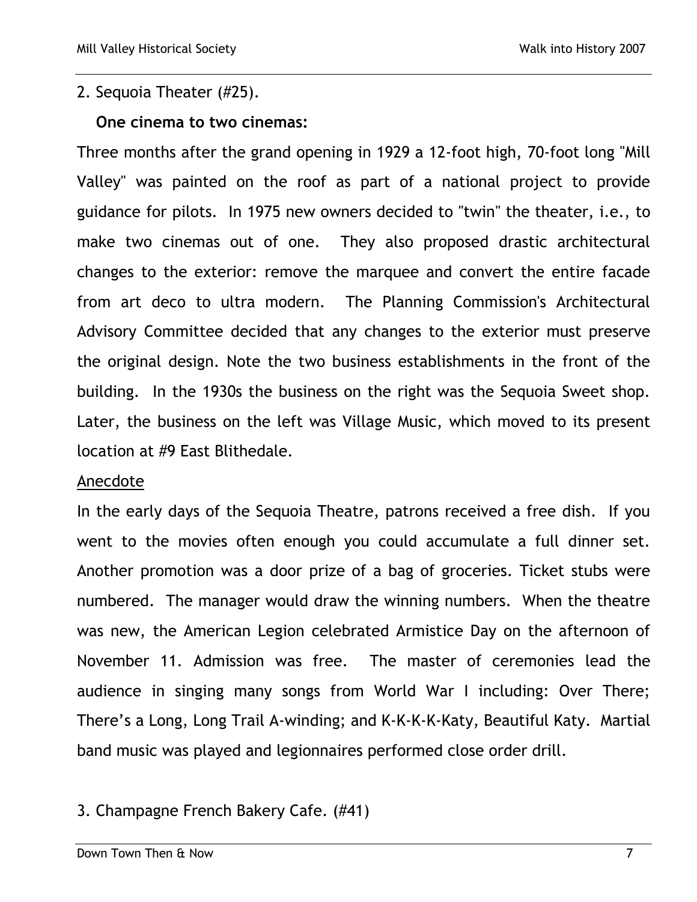2. Sequoia Theater (#25).

**One cinema to two cinemas:**

Three months after the grand opening in 1929 a 12-foot high, 70-foot long "Mill Valley" was painted on the roof as part of a national project to provide guidance for pilots. In 1975 new owners decided to "twin" the theater, i.e., to make two cinemas out of one. They also proposed drastic architectural changes to the exterior: remove the marquee and convert the entire facade from art deco to ultra modern. The Planning Commission's Architectural Advisory Committee decided that any changes to the exterior must preserve the original design. Note the two business establishments in the front of the building. In the 1930s the business on the right was the Sequoia Sweet shop. Later, the business on the left was Village Music, which moved to its present location at #9 East Blithedale.

<u>Anecdote</u>

In the early days of the Sequoia Theatre, patrons received a free dish. If you went to the movies often enough you could accumulate a full dinner set. Another promotion was a door prize of a bag of groceries. Ticket stubs were numbered. The manager would draw the winning numbers. When the theatre was new, the American Legion celebrated Armistice Day on the afternoon of November 11. Admission was free. The master of ceremonies lead the audience in singing many songs from World War I including: Over There; There's a Long, Long Trail A-winding; and K-K-K-K-Katy, Beautiful Katy. Martial band music was played and legionnaires performed close order drill.

3. Champagne French Bakery Cafe. (#41)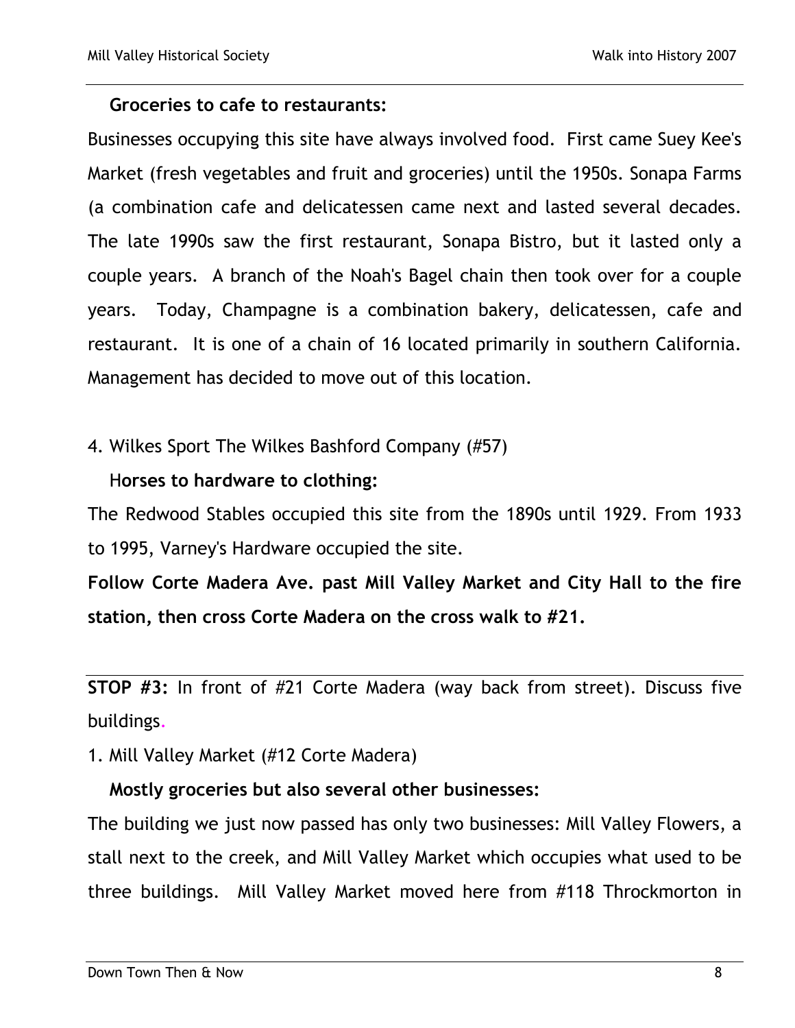**Groceries to cafe to restaurants:**

Businesses occupying this site have always involved food. First came Suey Kee's Market (fresh vegetables and fruit and groceries) until the 1950s. Sonapa Farms (a combination cafe and delicatessen came next and lasted several decades. The late 1990s saw the first restaurant, Sonapa Bistro, but it lasted only a couple years. A branch of the Noah's Bagel chain then took over for a couple years. Today, Champagne is a combination bakery, delicatessen, cafe and restaurant. It is one of a chain of 16 located primarily in southern California. Management has decided to move out of this location.

4. Wilkes Sport The Wilkes Bashford Company (#57)

**Horses to hardware to clothing:**

The Redwood Stables occupied this site from the 1890s until 1929. From 1933 to 1995, Varney's Hardware occupied the site.

**Follow Corte Madera Ave. past Mill Valley Market and City Hall to the fire station, then cross Corte Madera on the cross walk to #21.**

---

**STOP #3:** In front of #21 Corte Madera (way back from street). Discuss five buildings.

1. Mill Valley Market (#12 Corte Madera)

**Mostly groceries but also several other businesses:**

The building we just now passed has only two businesses: Mill Valley Flowers, a stall next to the creek, and Mill Valley Market which occupies what used to be three buildings. Mill Valley Market moved here from #118 Throckmorton in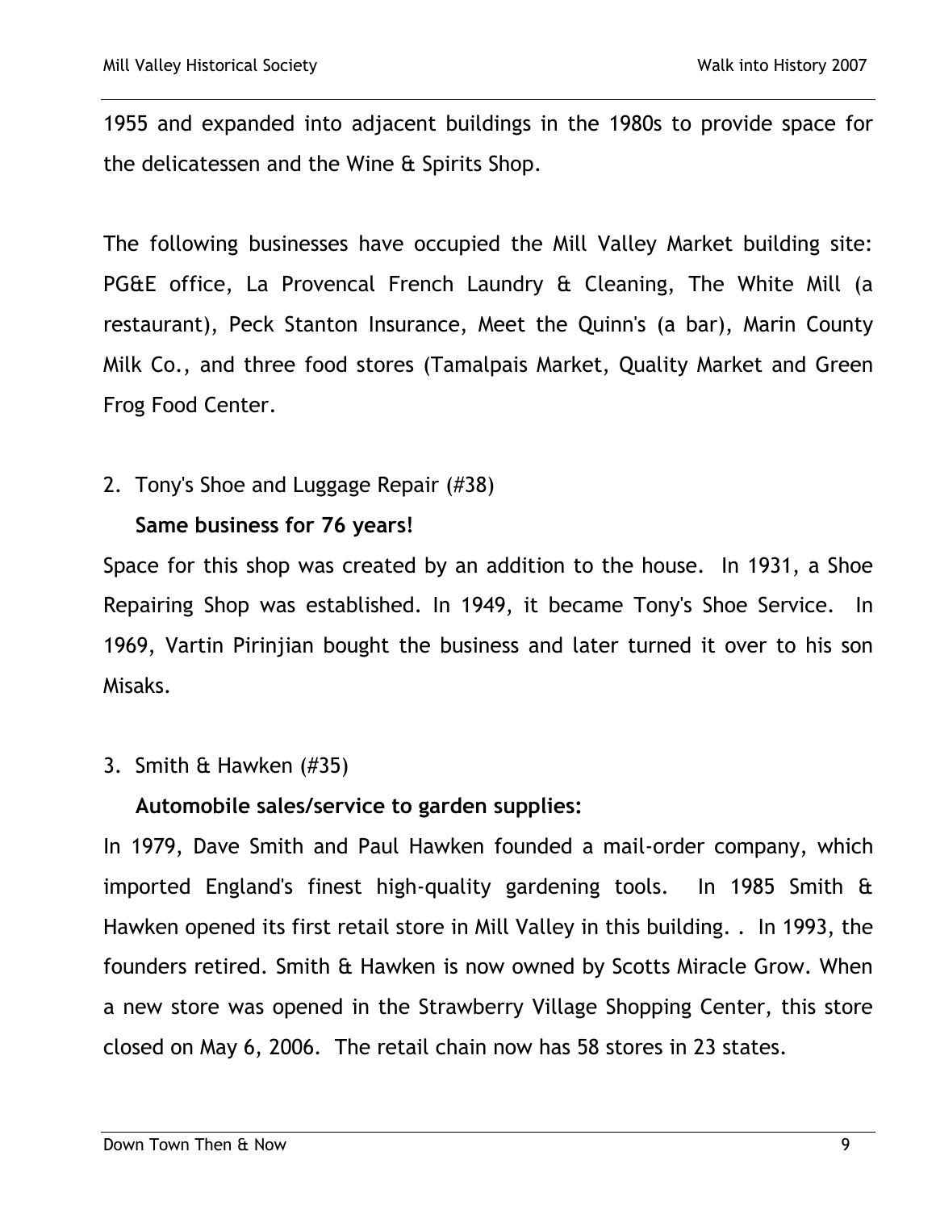1955 and expanded into adjacent buildings in the 1980s to provide space for the delicatessen and the Wine & Spirits Shop.

The following businesses have occupied the Mill Valley Market building site: PG&E office, La Provencal French Laundry & Cleaning, The White Mill (a restaurant), Peck Stanton Insurance, Meet the Quinn's (a bar), Marin County Milk Co., and three food stores (Tamalpais Market, Quality Market and Green Frog Food Center.

2. Tony's Shoe and Luggage Repair (#38)

   **Same business for 76 years!**

Space for this shop was created by an addition to the house. In 1931, a Shoe Repairing Shop was established. In 1949, it became Tony's Shoe Service. In 1969, Vartin Pirinjian bought the business and later turned it over to his son Misaks.

3. Smith & Hawken (#35)

   **Automobile sales/service to garden supplies:**

In 1979, Dave Smith and Paul Hawken founded a mail-order company, which imported England's finest high-quality gardening tools. In 1985 Smith & Hawken opened its first retail store in Mill Valley in this building. . In 1993, the founders retired. Smith & Hawken is now owned by Scotts Miracle Grow. When a new store was opened in the Strawberry Village Shopping Center, this store closed on May 6, 2006. The retail chain now has 58 stores in 23 states.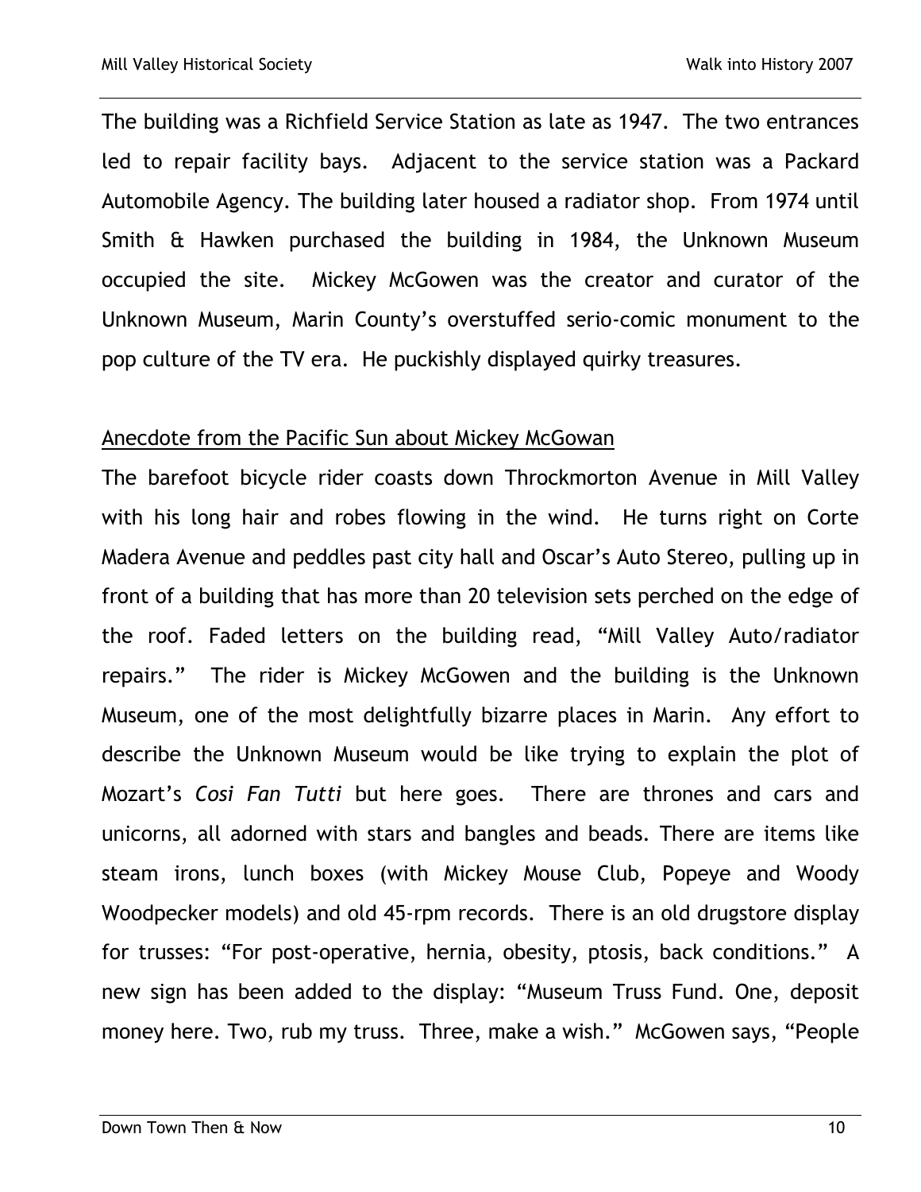The building was a Richfield Service Station as late as 1947. The two entrances led to repair facility bays. Adjacent to the service station was a Packard Automobile Agency. The building later housed a radiator shop. From 1974 until Smith & Hawken purchased the building in 1984, the Unknown Museum occupied the site. Mickey McGowen was the creator and curator of the Unknown Museum, Marin County's overstuffed serio-comic monument to the pop culture of the TV era. He puckishly displayed quirky treasures.

<u>Anecdote from the Pacific Sun about Mickey McGowan</u>

The barefoot bicycle rider coasts down Throckmorton Avenue in Mill Valley with his long hair and robes flowing in the wind. He turns right on Corte Madera Avenue and peddles past city hall and Oscar's Auto Stereo, pulling up in front of a building that has more than 20 television sets perched on the edge of the roof. Faded letters on the building read, "Mill Valley Auto/radiator repairs." The rider is Mickey McGowen and the building is the Unknown Museum, one of the most delightfully bizarre places in Marin. Any effort to describe the Unknown Museum would be like trying to explain the plot of Mozart's *Cosi Fan Tutti* but here goes. There are thrones and cars and unicorns, all adorned with stars and bangles and beads. There are items like steam irons, lunch boxes (with Mickey Mouse Club, Popeye and Woody Woodpecker models) and old 45-rpm records. There is an old drugstore display for trusses: "For post-operative, hernia, obesity, ptosis, back conditions." A new sign has been added to the display: "Museum Truss Fund. One, deposit money here. Two, rub my truss. Three, make a wish." McGowen says, "People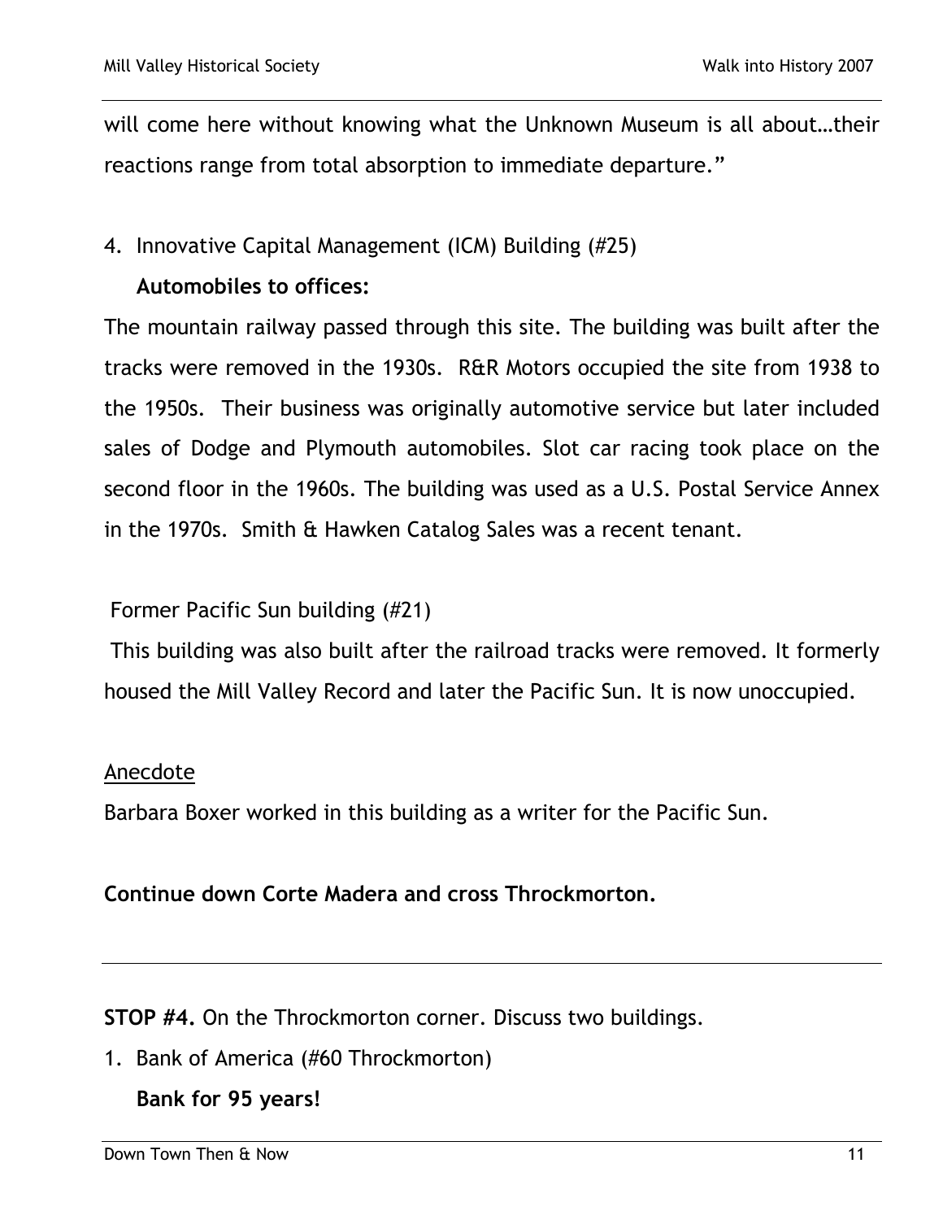will come here without knowing what the Unknown Museum is all about…their reactions range from total absorption to immediate departure."

4. Innovative Capital Management (ICM) Building (#25)

   **Automobiles to offices:**

The mountain railway passed through this site. The building was built after the tracks were removed in the 1930s. R&R Motors occupied the site from 1938 to the 1950s. Their business was originally automotive service but later included sales of Dodge and Plymouth automobiles. Slot car racing took place on the second floor in the 1960s. The building was used as a U.S. Postal Service Annex in the 1970s. Smith & Hawken Catalog Sales was a recent tenant.

Former Pacific Sun building (#21)

This building was also built after the railroad tracks were removed. It formerly housed the Mill Valley Record and later the Pacific Sun. It is now unoccupied.

<u>Anecdote</u>

Barbara Boxer worked in this building as a writer for the Pacific Sun.

**Continue down Corte Madera and cross Throckmorton.**

---

**STOP #4.** On the Throckmorton corner. Discuss two buildings.

1. Bank of America (#60 Throckmorton)

   **Bank for 95 years!**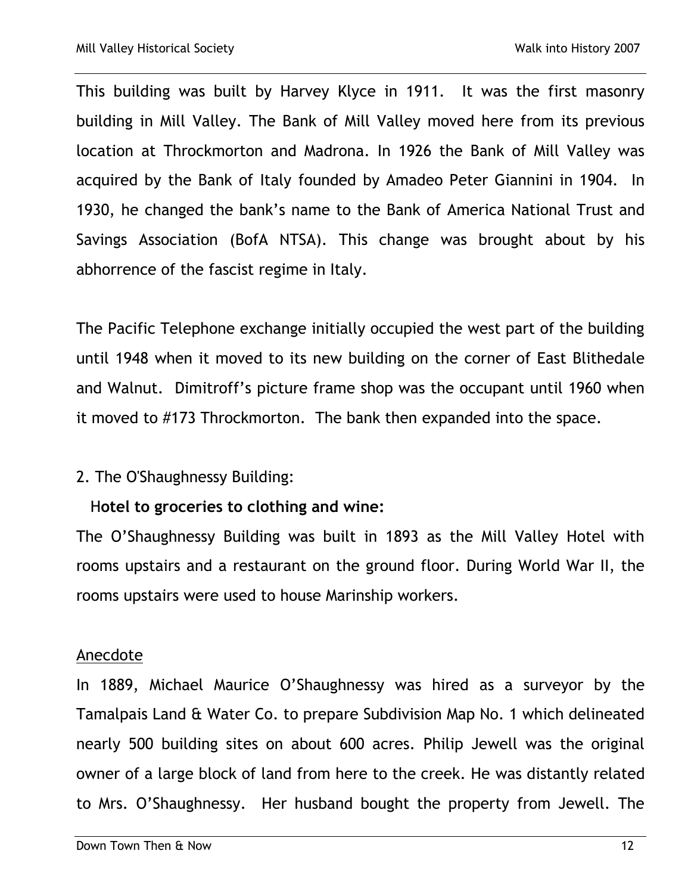This building was built by Harvey Klyce in 1911. It was the first masonry building in Mill Valley. The Bank of Mill Valley moved here from its previous location at Throckmorton and Madrona. In 1926 the Bank of Mill Valley was acquired by the Bank of Italy founded by Amadeo Peter Giannini in 1904. In 1930, he changed the bank's name to the Bank of America National Trust and Savings Association (BofA NTSA). This change was brought about by his abhorrence of the fascist regime in Italy.

The Pacific Telephone exchange initially occupied the west part of the building until 1948 when it moved to its new building on the corner of East Blithedale and Walnut. Dimitroff's picture frame shop was the occupant until 1960 when it moved to #173 Throckmorton. The bank then expanded into the space.

2. The O'Shaughnessy Building:

**Hotel to groceries to clothing and wine:**

The O'Shaughnessy Building was built in 1893 as the Mill Valley Hotel with rooms upstairs and a restaurant on the ground floor. During World War II, the rooms upstairs were used to house Marinship workers.

<u>Anecdote</u>

In 1889, Michael Maurice O'Shaughnessy was hired as a surveyor by the Tamalpais Land & Water Co. to prepare Subdivision Map No. 1 which delineated nearly 500 building sites on about 600 acres. Philip Jewell was the original owner of a large block of land from here to the creek. He was distantly related to Mrs. O'Shaughnessy. Her husband bought the property from Jewell. The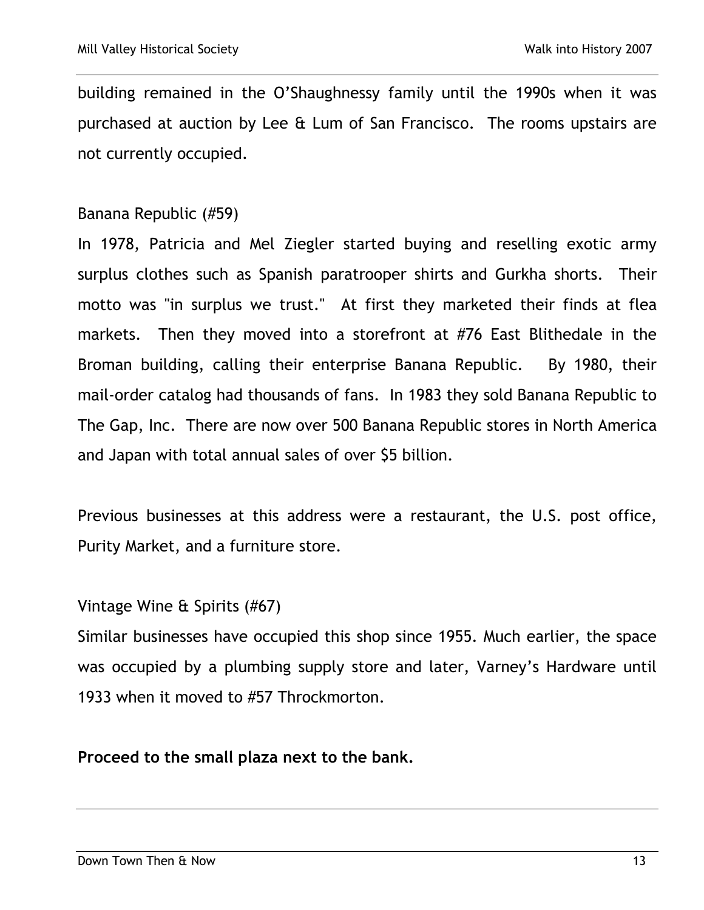building remained in the O'Shaughnessy family until the 1990s when it was purchased at auction by Lee & Lum of San Francisco. The rooms upstairs are not currently occupied.

Banana Republic (#59)

In 1978, Patricia and Mel Ziegler started buying and reselling exotic army surplus clothes such as Spanish paratrooper shirts and Gurkha shorts. Their motto was "in surplus we trust." At first they marketed their finds at flea markets. Then they moved into a storefront at #76 East Blithedale in the Broman building, calling their enterprise Banana Republic. By 1980, their mail-order catalog had thousands of fans. In 1983 they sold Banana Republic to The Gap, Inc. There are now over 500 Banana Republic stores in North America and Japan with total annual sales of over $5 billion.

Previous businesses at this address were a restaurant, the U.S. post office, Purity Market, and a furniture store.

Vintage Wine & Spirits (#67)

Similar businesses have occupied this shop since 1955. Much earlier, the space was occupied by a plumbing supply store and later, Varney's Hardware until 1933 when it moved to #57 Throckmorton.

**Proceed to the small plaza next to the bank.**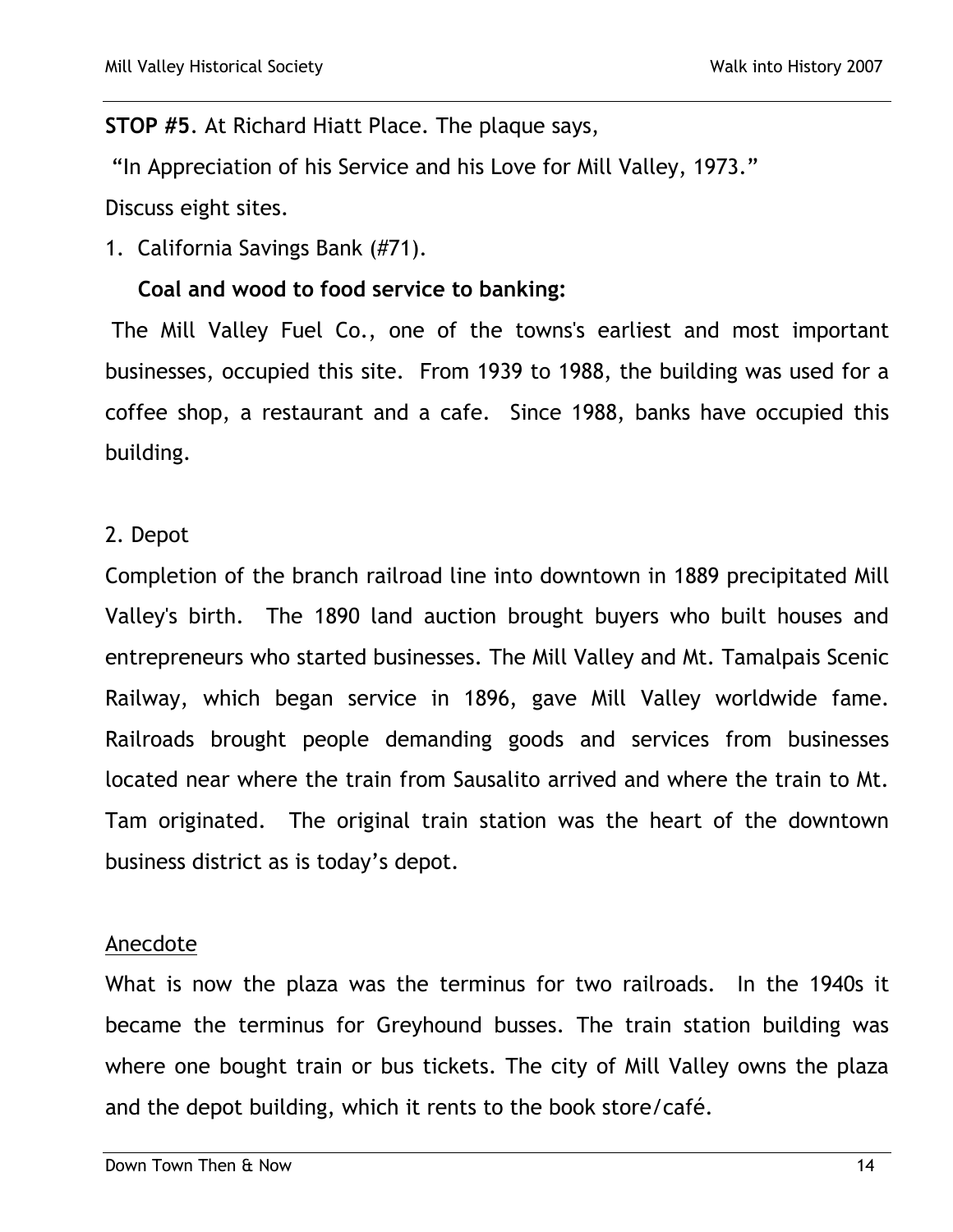**STOP #5**. At Richard Hiatt Place. The plaque says,

"In Appreciation of his Service and his Love for Mill Valley, 1973."

Discuss eight sites.

1. California Savings Bank (#71).

   **Coal and wood to food service to banking:**

The Mill Valley Fuel Co., one of the towns's earliest and most important businesses, occupied this site. From 1939 to 1988, the building was used for a coffee shop, a restaurant and a cafe. Since 1988, banks have occupied this building.

2. Depot

Completion of the branch railroad line into downtown in 1889 precipitated Mill Valley's birth. The 1890 land auction brought buyers who built houses and entrepreneurs who started businesses. The Mill Valley and Mt. Tamalpais Scenic Railway, which began service in 1896, gave Mill Valley worldwide fame. Railroads brought people demanding goods and services from businesses located near where the train from Sausalito arrived and where the train to Mt. Tam originated. The original train station was the heart of the downtown business district as is today's depot.

<u>Anecdote</u>

What is now the plaza was the terminus for two railroads. In the 1940s it became the terminus for Greyhound busses. The train station building was where one bought train or bus tickets. The city of Mill Valley owns the plaza and the depot building, which it rents to the book store/café.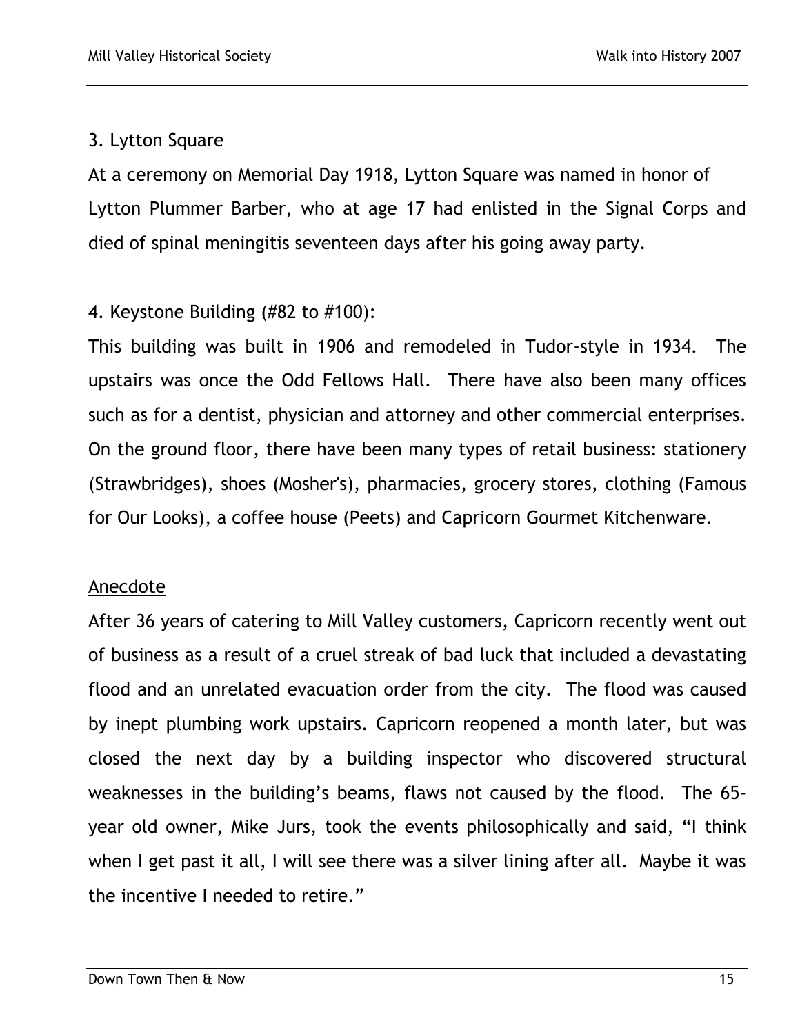3. Lytton Square

At a ceremony on Memorial Day 1918, Lytton Square was named in honor of Lytton Plummer Barber, who at age 17 had enlisted in the Signal Corps and died of spinal meningitis seventeen days after his going away party.

4. Keystone Building (#82 to #100):

This building was built in 1906 and remodeled in Tudor-style in 1934. The upstairs was once the Odd Fellows Hall. There have also been many offices such as for a dentist, physician and attorney and other commercial enterprises. On the ground floor, there have been many types of retail business: stationery (Strawbridges), shoes (Mosher's), pharmacies, grocery stores, clothing (Famous for Our Looks), a coffee house (Peets) and Capricorn Gourmet Kitchenware.

<u>Anecdote</u>

After 36 years of catering to Mill Valley customers, Capricorn recently went out of business as a result of a cruel streak of bad luck that included a devastating flood and an unrelated evacuation order from the city. The flood was caused by inept plumbing work upstairs. Capricorn reopened a month later, but was closed the next day by a building inspector who discovered structural weaknesses in the building's beams, flaws not caused by the flood. The 65-year old owner, Mike Jurs, took the events philosophically and said, "I think when I get past it all, I will see there was a silver lining after all. Maybe it was the incentive I needed to retire."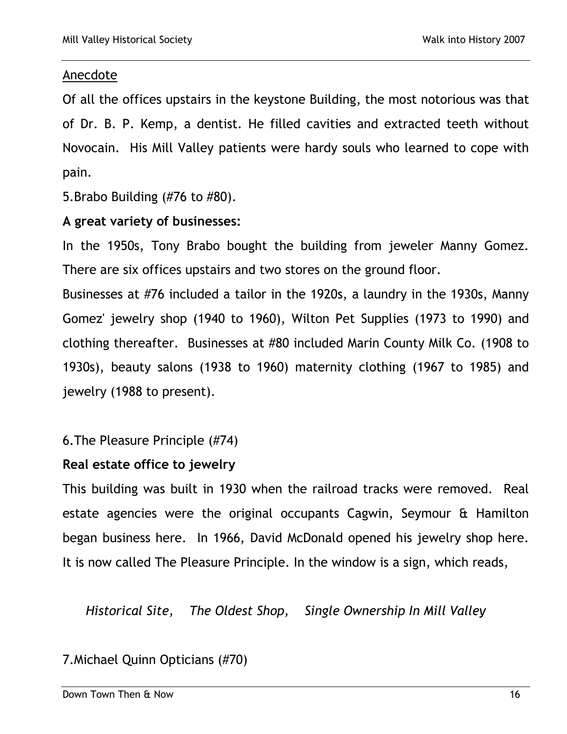Anecdote

Of all the offices upstairs in the keystone Building, the most notorious was that of Dr. B. P. Kemp, a dentist. He filled cavities and extracted teeth without Novocain. His Mill Valley patients were hardy souls who learned to cope with pain.

5.Brabo Building (#76 to #80).

**A great variety of businesses:**

In the 1950s, Tony Brabo bought the building from jeweler Manny Gomez. There are six offices upstairs and two stores on the ground floor.

Businesses at #76 included a tailor in the 1920s, a laundry in the 1930s, Manny Gomez' jewelry shop (1940 to 1960), Wilton Pet Supplies (1973 to 1990) and clothing thereafter. Businesses at #80 included Marin County Milk Co. (1908 to 1930s), beauty salons (1938 to 1960) maternity clothing (1967 to 1985) and jewelry (1988 to present).

6.The Pleasure Principle (#74)

**Real estate office to jewelry**

This building was built in 1930 when the railroad tracks were removed. Real estate agencies were the original occupants Cagwin, Seymour & Hamilton began business here. In 1966, David McDonald opened his jewelry shop here. It is now called The Pleasure Principle. In the window is a sign, which reads,

*Historical Site, The Oldest Shop, Single Ownership In Mill Valley*

7.Michael Quinn Opticians (#70)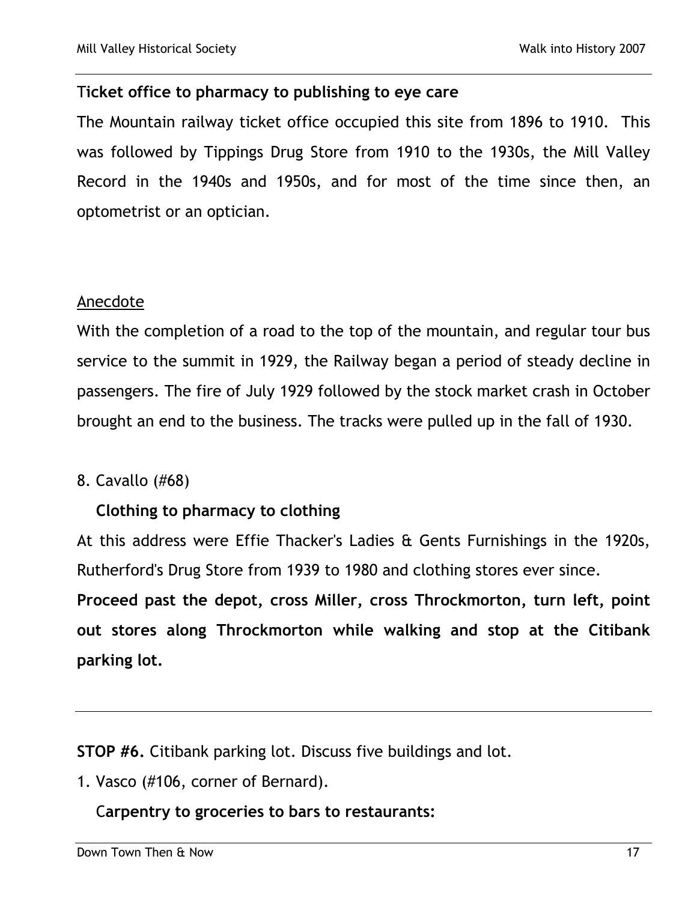**Ticket office to pharmacy to publishing to eye care**

The Mountain railway ticket office occupied this site from 1896 to 1910. This was followed by Tippings Drug Store from 1910 to the 1930s, the Mill Valley Record in the 1940s and 1950s, and for most of the time since then, an optometrist or an optician.

<u>Anecdote</u>

With the completion of a road to the top of the mountain, and regular tour bus service to the summit in 1929, the Railway began a period of steady decline in passengers. The fire of July 1929 followed by the stock market crash in October brought an end to the business. The tracks were pulled up in the fall of 1930.

8. Cavallo (#68)

   **Clothing to pharmacy to clothing**

At this address were Effie Thacker's Ladies & Gents Furnishings in the 1920s, Rutherford's Drug Store from 1939 to 1980 and clothing stores ever since.

**Proceed past the depot, cross Miller, cross Throckmorton, turn left, point out stores along Throckmorton while walking and stop at the Citibank parking lot.**

---

**STOP #6.** Citibank parking lot. Discuss five buildings and lot.

1. Vasco (#106, corner of Bernard).

   **Carpentry to groceries to bars to restaurants:**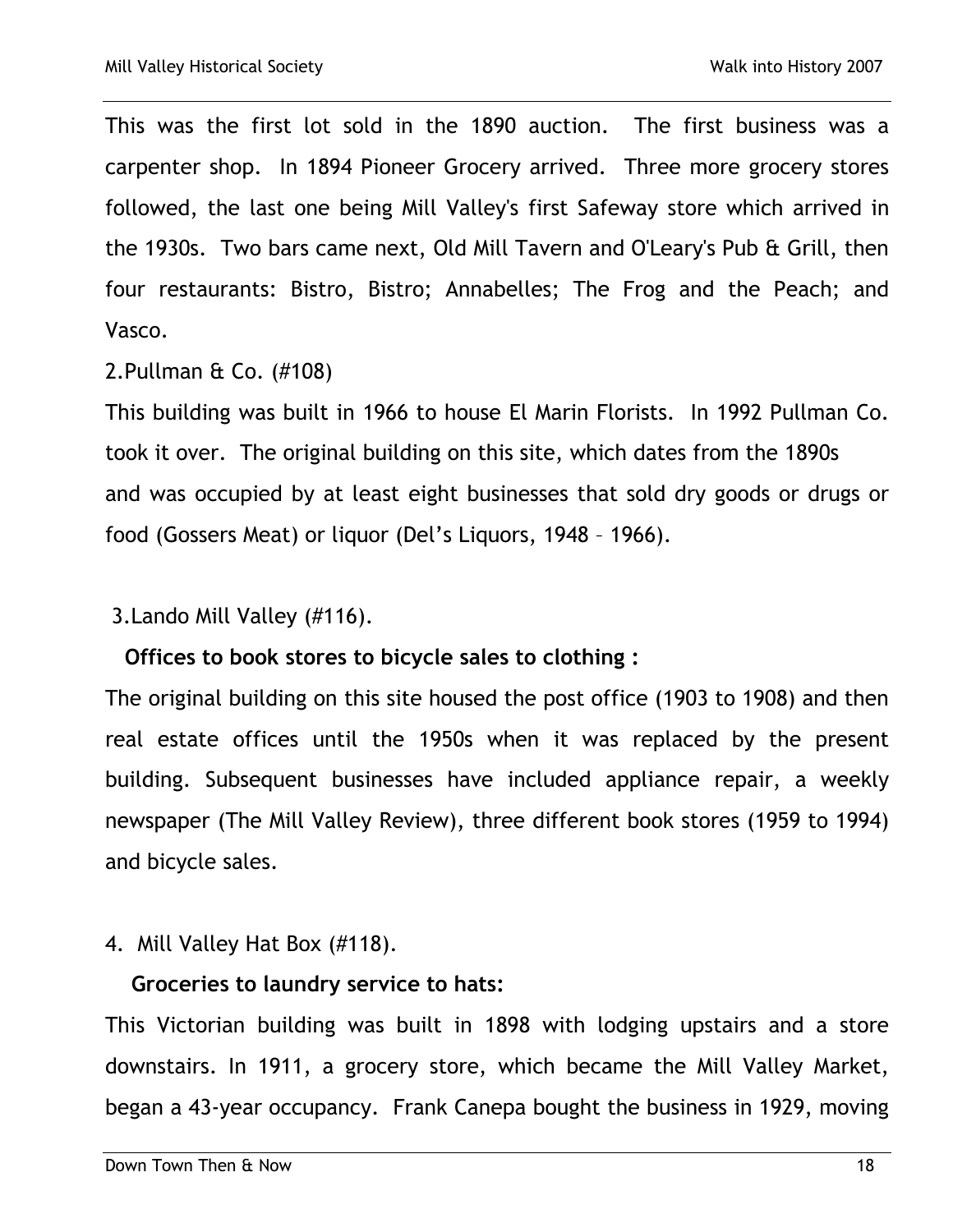This was the first lot sold in the 1890 auction. The first business was a carpenter shop. In 1894 Pioneer Grocery arrived. Three more grocery stores followed, the last one being Mill Valley's first Safeway store which arrived in the 1930s. Two bars came next, Old Mill Tavern and O'Leary's Pub & Grill, then four restaurants: Bistro, Bistro; Annabelles; The Frog and the Peach; and Vasco.

2.Pullman & Co. (#108)

This building was built in 1966 to house El Marin Florists. In 1992 Pullman Co. took it over. The original building on this site, which dates from the 1890s and was occupied by at least eight businesses that sold dry goods or drugs or food (Gossers Meat) or liquor (Del's Liquors, 1948 – 1966).

3.Lando Mill Valley (#116).

**Offices to book stores to bicycle sales to clothing :**

The original building on this site housed the post office (1903 to 1908) and then real estate offices until the 1950s when it was replaced by the present building. Subsequent businesses have included appliance repair, a weekly newspaper (The Mill Valley Review), three different book stores (1959 to 1994) and bicycle sales.

4. Mill Valley Hat Box (#118).

**Groceries to laundry service to hats:**

This Victorian building was built in 1898 with lodging upstairs and a store downstairs. In 1911, a grocery store, which became the Mill Valley Market, began a 43-year occupancy. Frank Canepa bought the business in 1929, moving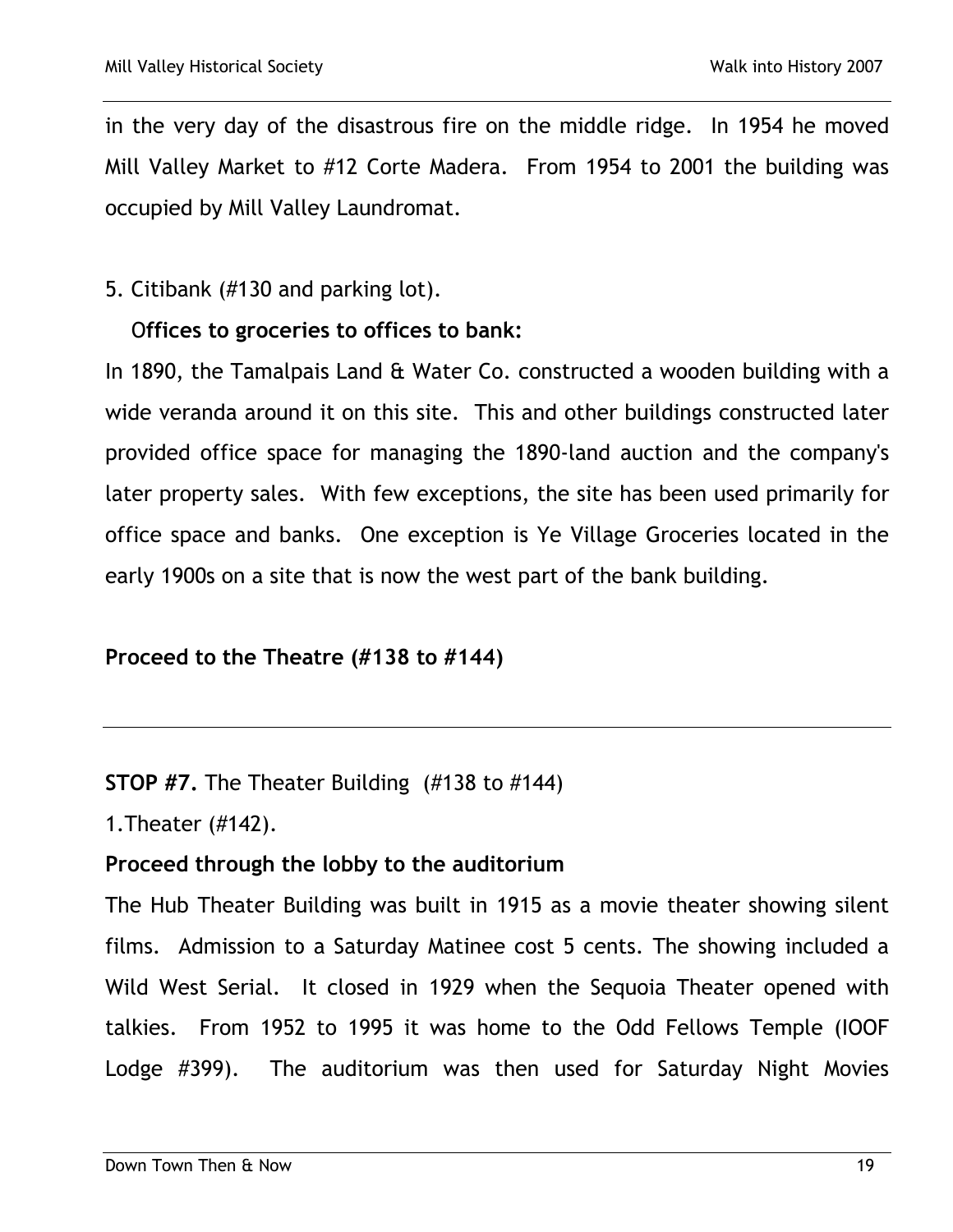in the very day of the disastrous fire on the middle ridge. In 1954 he moved Mill Valley Market to #12 Corte Madera. From 1954 to 2001 the building was occupied by Mill Valley Laundromat.

5. Citibank (#130 and parking lot).

**Offices to groceries to offices to bank:**

In 1890, the Tamalpais Land & Water Co. constructed a wooden building with a wide veranda around it on this site. This and other buildings constructed later provided office space for managing the 1890-land auction and the company's later property sales. With few exceptions, the site has been used primarily for office space and banks. One exception is Ye Village Groceries located in the early 1900s on a site that is now the west part of the bank building.

**Proceed to the Theatre (#138 to #144)**

---

**STOP #7.** The Theater Building (#138 to #144)

1.Theater (#142).

**Proceed through the lobby to the auditorium**

The Hub Theater Building was built in 1915 as a movie theater showing silent films. Admission to a Saturday Matinee cost 5 cents. The showing included a Wild West Serial. It closed in 1929 when the Sequoia Theater opened with talkies. From 1952 to 1995 it was home to the Odd Fellows Temple (IOOF Lodge #399). The auditorium was then used for Saturday Night Movies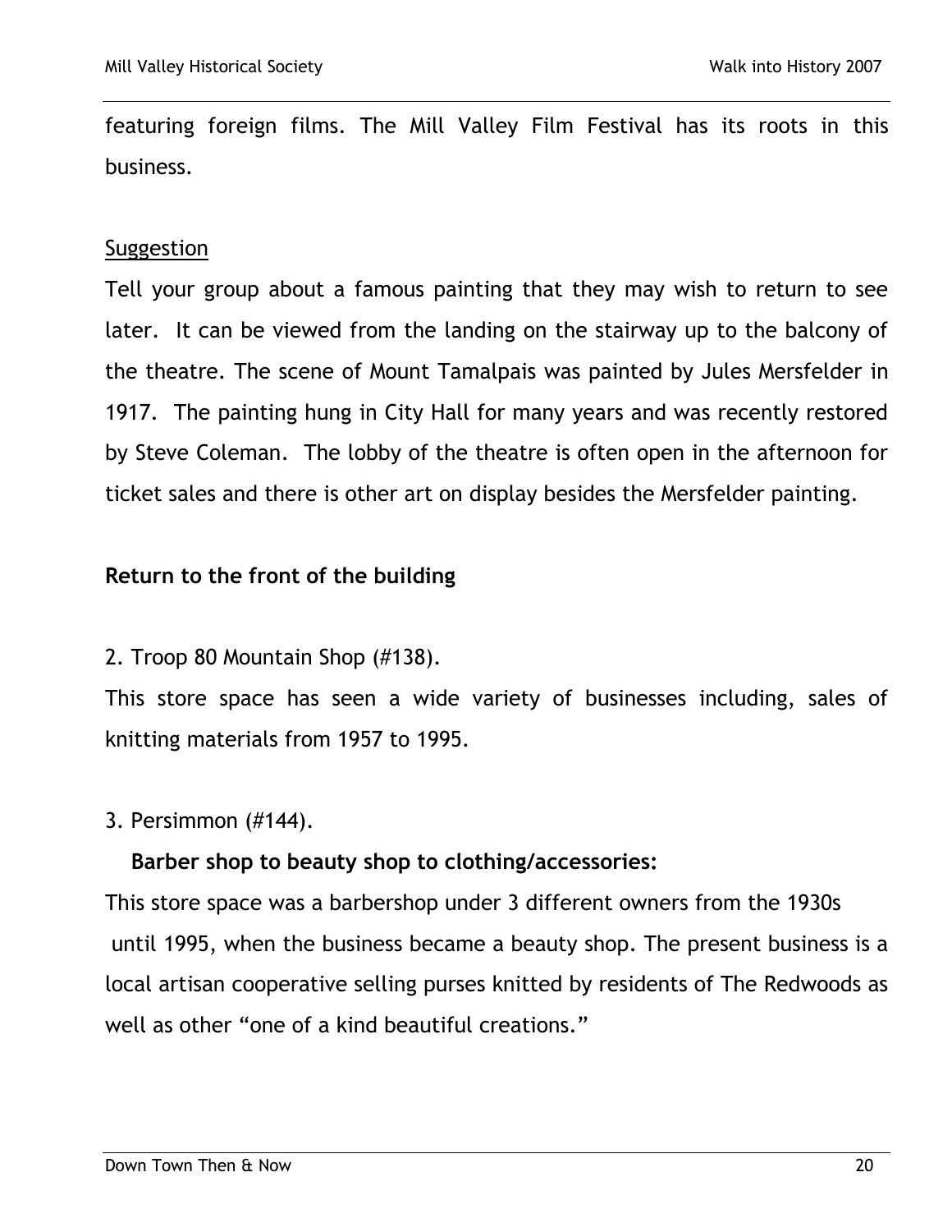featuring foreign films. The Mill Valley Film Festival has its roots in this business.

<u>Suggestion</u>

Tell your group about a famous painting that they may wish to return to see later. It can be viewed from the landing on the stairway up to the balcony of the theatre. The scene of Mount Tamalpais was painted by Jules Mersfelder in 1917. The painting hung in City Hall for many years and was recently restored by Steve Coleman. The lobby of the theatre is often open in the afternoon for ticket sales and there is other art on display besides the Mersfelder painting.

**Return to the front of the building**

2. Troop 80 Mountain Shop (#138).

This store space has seen a wide variety of businesses including, sales of knitting materials from 1957 to 1995.

3. Persimmon (#144).

**Barber shop to beauty shop to clothing/accessories:**

This store space was a barbershop under 3 different owners from the 1930s until 1995, when the business became a beauty shop. The present business is a local artisan cooperative selling purses knitted by residents of The Redwoods as well as other "one of a kind beautiful creations."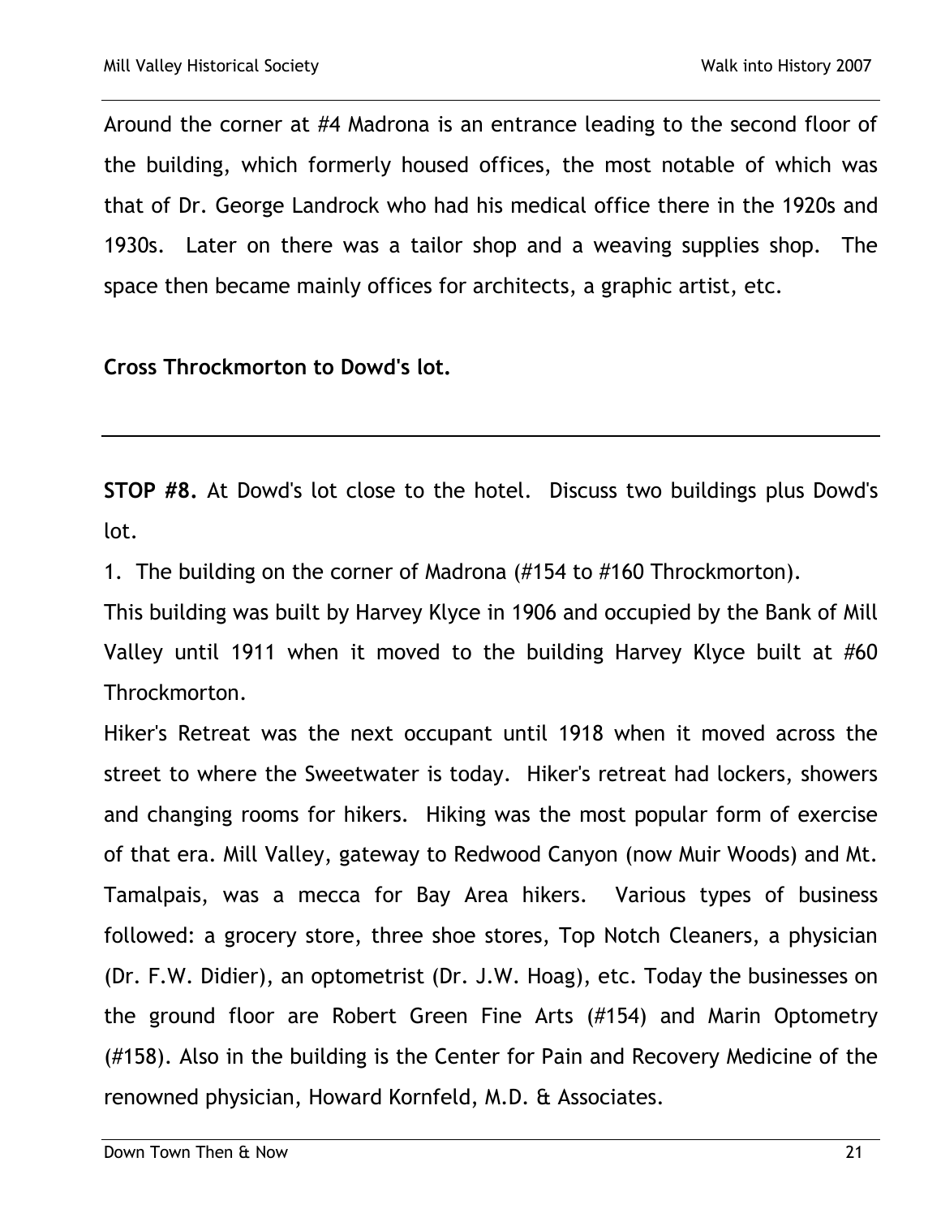Around the corner at #4 Madrona is an entrance leading to the second floor of the building, which formerly housed offices, the most notable of which was that of Dr. George Landrock who had his medical office there in the 1920s and 1930s. Later on there was a tailor shop and a weaving supplies shop. The space then became mainly offices for architects, a graphic artist, etc.

**Cross Throckmorton to Dowd's lot.**

---

**STOP #8.** At Dowd's lot close to the hotel. Discuss two buildings plus Dowd's lot.

1. The building on the corner of Madrona (#154 to #160 Throckmorton).

This building was built by Harvey Klyce in 1906 and occupied by the Bank of Mill Valley until 1911 when it moved to the building Harvey Klyce built at #60 Throckmorton.

Hiker's Retreat was the next occupant until 1918 when it moved across the street to where the Sweetwater is today. Hiker's retreat had lockers, showers and changing rooms for hikers. Hiking was the most popular form of exercise of that era. Mill Valley, gateway to Redwood Canyon (now Muir Woods) and Mt. Tamalpais, was a mecca for Bay Area hikers. Various types of business followed: a grocery store, three shoe stores, Top Notch Cleaners, a physician (Dr. F.W. Didier), an optometrist (Dr. J.W. Hoag), etc. Today the businesses on the ground floor are Robert Green Fine Arts (#154) and Marin Optometry (#158). Also in the building is the Center for Pain and Recovery Medicine of the renowned physician, Howard Kornfeld, M.D. & Associates.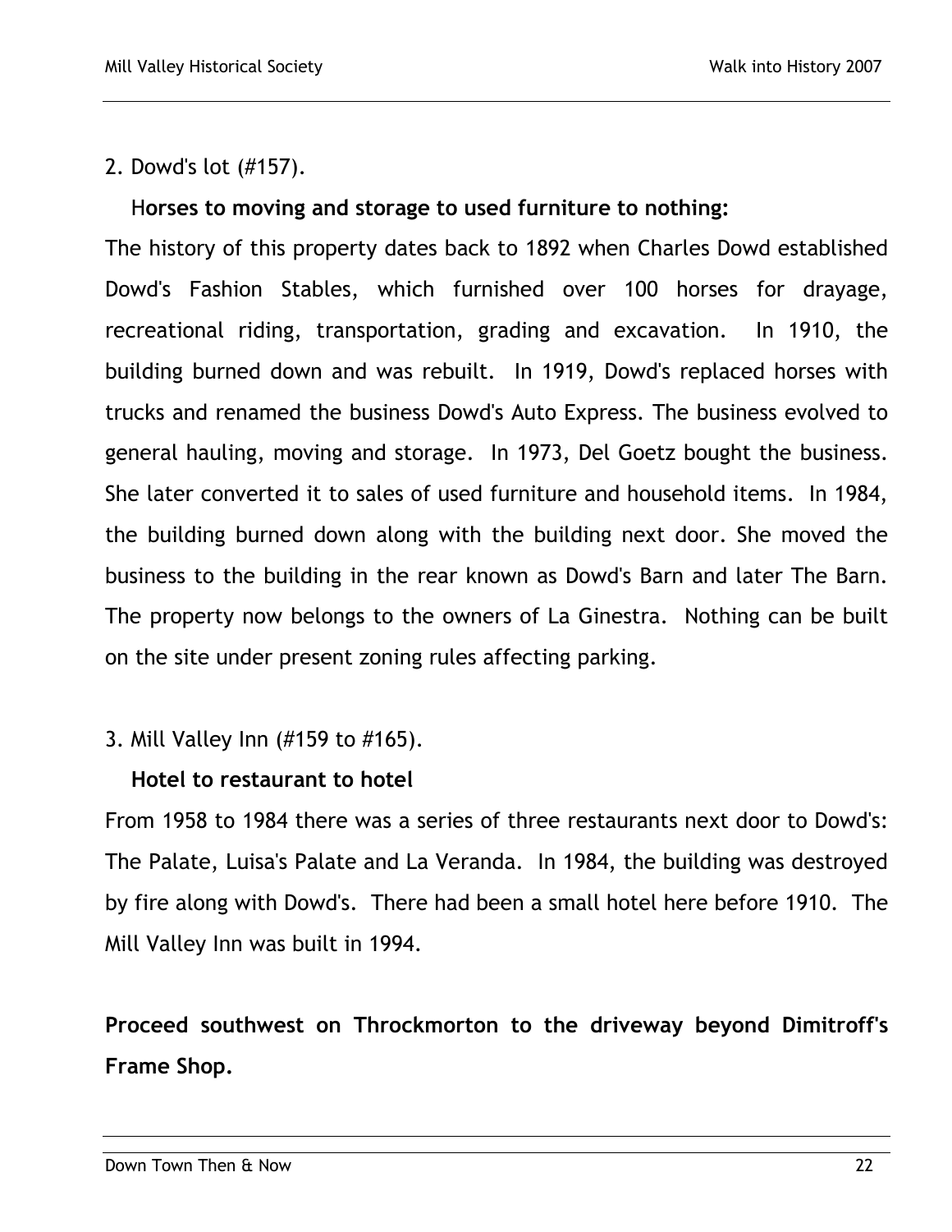2. Dowd's lot (#157).

**Horses to moving and storage to used furniture to nothing:**

The history of this property dates back to 1892 when Charles Dowd established Dowd's Fashion Stables, which furnished over 100 horses for drayage, recreational riding, transportation, grading and excavation. In 1910, the building burned down and was rebuilt. In 1919, Dowd's replaced horses with trucks and renamed the business Dowd's Auto Express. The business evolved to general hauling, moving and storage. In 1973, Del Goetz bought the business. She later converted it to sales of used furniture and household items. In 1984, the building burned down along with the building next door. She moved the business to the building in the rear known as Dowd's Barn and later The Barn. The property now belongs to the owners of La Ginestra. Nothing can be built on the site under present zoning rules affecting parking.

3. Mill Valley Inn (#159 to #165).

**Hotel to restaurant to hotel**

From 1958 to 1984 there was a series of three restaurants next door to Dowd's: The Palate, Luisa's Palate and La Veranda. In 1984, the building was destroyed by fire along with Dowd's. There had been a small hotel here before 1910. The Mill Valley Inn was built in 1994.

**Proceed southwest on Throckmorton to the driveway beyond Dimitroff's Frame Shop.**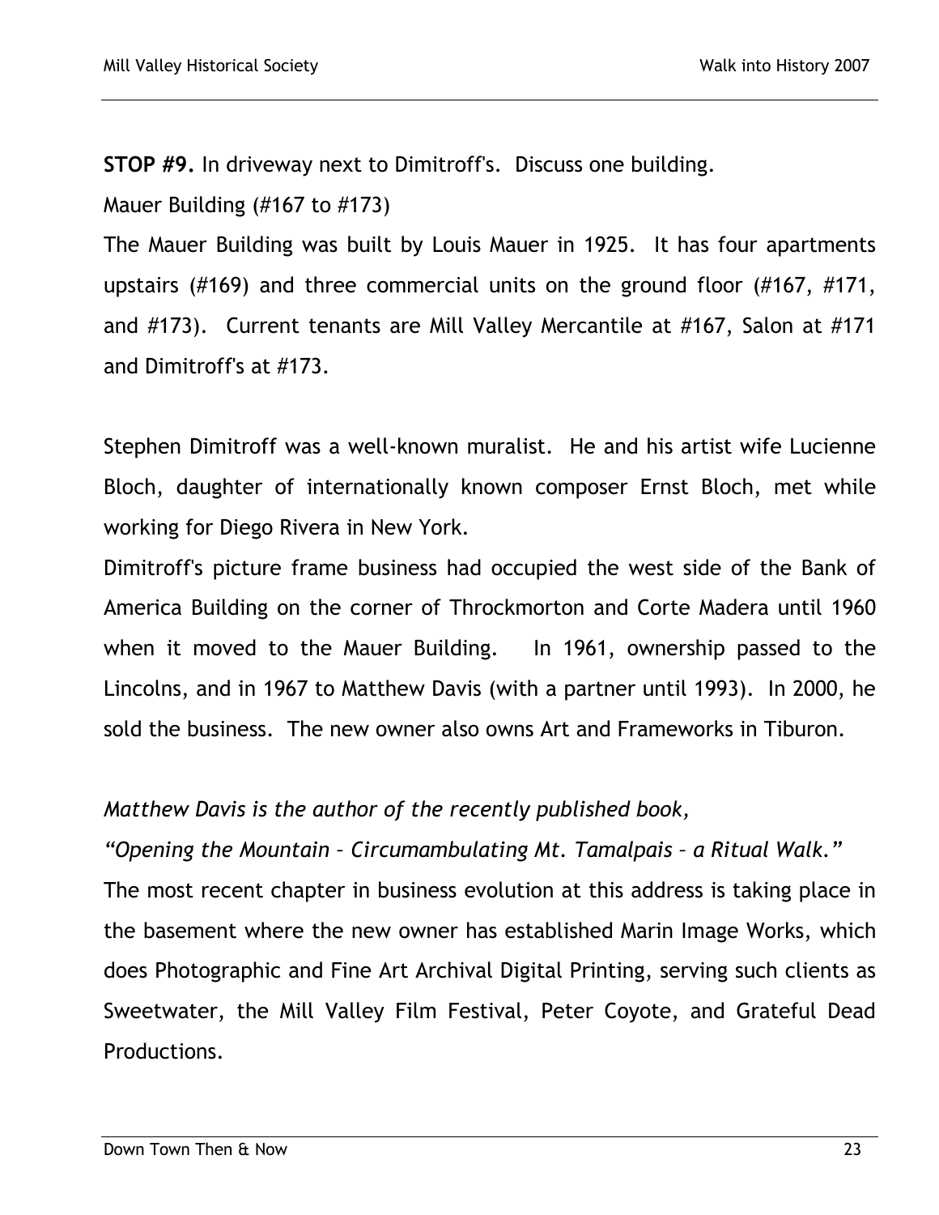**STOP #9.** In driveway next to Dimitroff's. Discuss one building.

Mauer Building (#167 to #173)

The Mauer Building was built by Louis Mauer in 1925. It has four apartments upstairs (#169) and three commercial units on the ground floor (#167, #171, and #173). Current tenants are Mill Valley Mercantile at #167, Salon at #171 and Dimitroff's at #173.

Stephen Dimitroff was a well-known muralist. He and his artist wife Lucienne Bloch, daughter of internationally known composer Ernst Bloch, met while working for Diego Rivera in New York.

Dimitroff's picture frame business had occupied the west side of the Bank of America Building on the corner of Throckmorton and Corte Madera until 1960 when it moved to the Mauer Building. In 1961, ownership passed to the Lincolns, and in 1967 to Matthew Davis (with a partner until 1993). In 2000, he sold the business. The new owner also owns Art and Frameworks in Tiburon.

*Matthew Davis is the author of the recently published book,*

*"Opening the Mountain – Circumambulating Mt. Tamalpais – a Ritual Walk."*

The most recent chapter in business evolution at this address is taking place in the basement where the new owner has established Marin Image Works, which does Photographic and Fine Art Archival Digital Printing, serving such clients as Sweetwater, the Mill Valley Film Festival, Peter Coyote, and Grateful Dead Productions.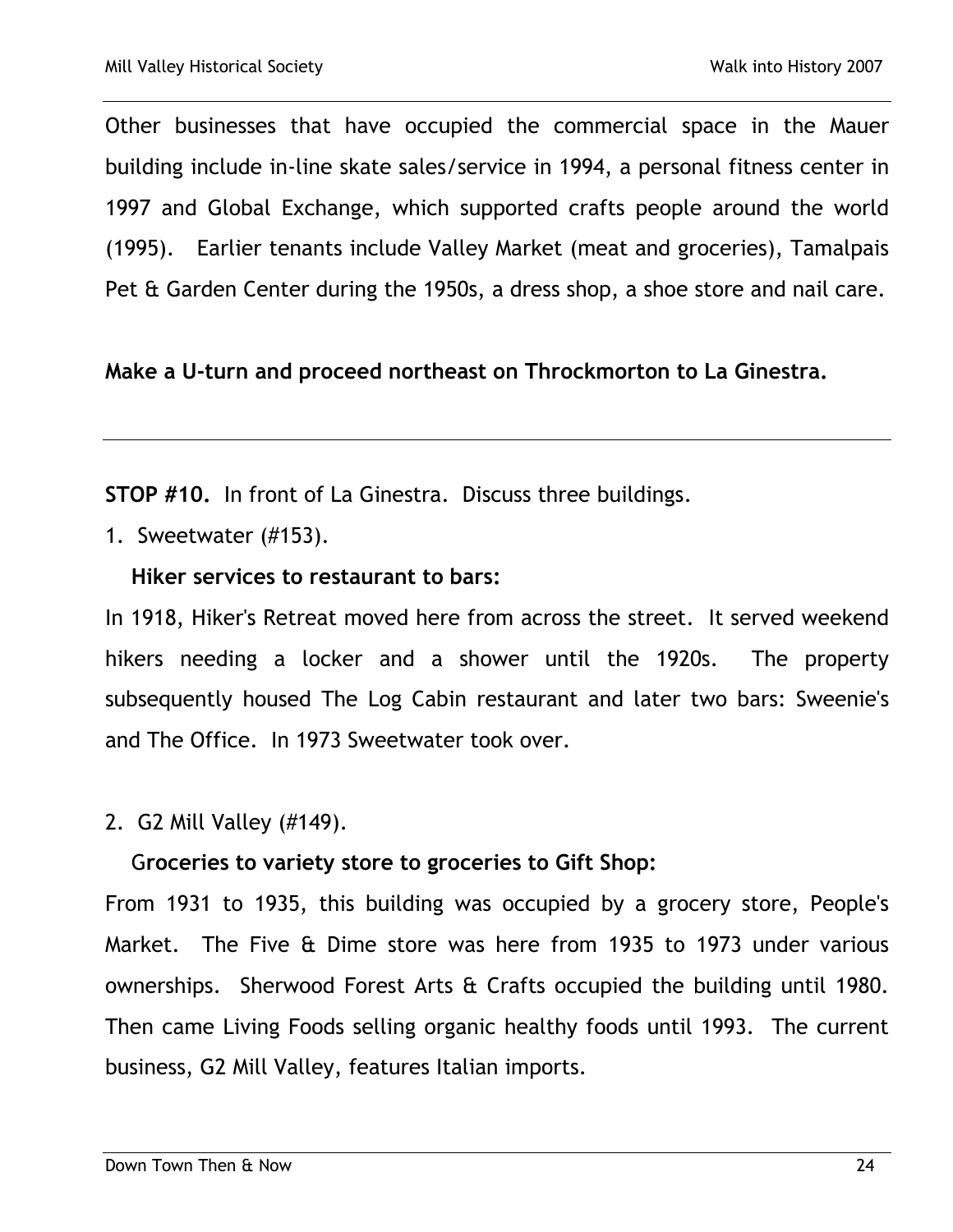Other businesses that have occupied the commercial space in the Mauer building include in-line skate sales/service in 1994, a personal fitness center in 1997 and Global Exchange, which supported crafts people around the world (1995). Earlier tenants include Valley Market (meat and groceries), Tamalpais Pet & Garden Center during the 1950s, a dress shop, a shoe store and nail care.

**Make a U-turn and proceed northeast on Throckmorton to La Ginestra.**

---

**STOP #10.** In front of La Ginestra. Discuss three buildings.

1. Sweetwater (#153).

   **Hiker services to restaurant to bars:**

In 1918, Hiker's Retreat moved here from across the street. It served weekend hikers needing a locker and a shower until the 1920s. The property subsequently housed The Log Cabin restaurant and later two bars: Sweenie's and The Office. In 1973 Sweetwater took over.

2. G2 Mill Valley (#149).

   **Groceries to variety store to groceries to Gift Shop:**

From 1931 to 1935, this building was occupied by a grocery store, People's Market. The Five & Dime store was here from 1935 to 1973 under various ownerships. Sherwood Forest Arts & Crafts occupied the building until 1980. Then came Living Foods selling organic healthy foods until 1993. The current business, G2 Mill Valley, features Italian imports.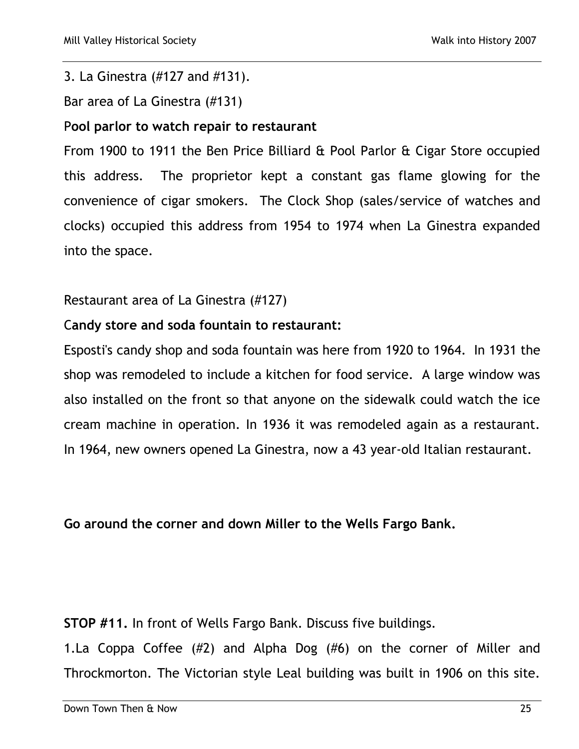3. La Ginestra (#127 and #131).

Bar area of La Ginestra (#131)

**Pool parlor to watch repair to restaurant**

From 1900 to 1911 the Ben Price Billiard & Pool Parlor & Cigar Store occupied this address. The proprietor kept a constant gas flame glowing for the convenience of cigar smokers. The Clock Shop (sales/service of watches and clocks) occupied this address from 1954 to 1974 when La Ginestra expanded into the space.

Restaurant area of La Ginestra (#127)

**Candy store and soda fountain to restaurant:**

Esposti's candy shop and soda fountain was here from 1920 to 1964. In 1931 the shop was remodeled to include a kitchen for food service. A large window was also installed on the front so that anyone on the sidewalk could watch the ice cream machine in operation. In 1936 it was remodeled again as a restaurant. In 1964, new owners opened La Ginestra, now a 43 year-old Italian restaurant.

**Go around the corner and down Miller to the Wells Fargo Bank.**

**STOP #11.** In front of Wells Fargo Bank. Discuss five buildings.

1.La Coppa Coffee (#2) and Alpha Dog (#6) on the corner of Miller and Throckmorton. The Victorian style Leal building was built in 1906 on this site.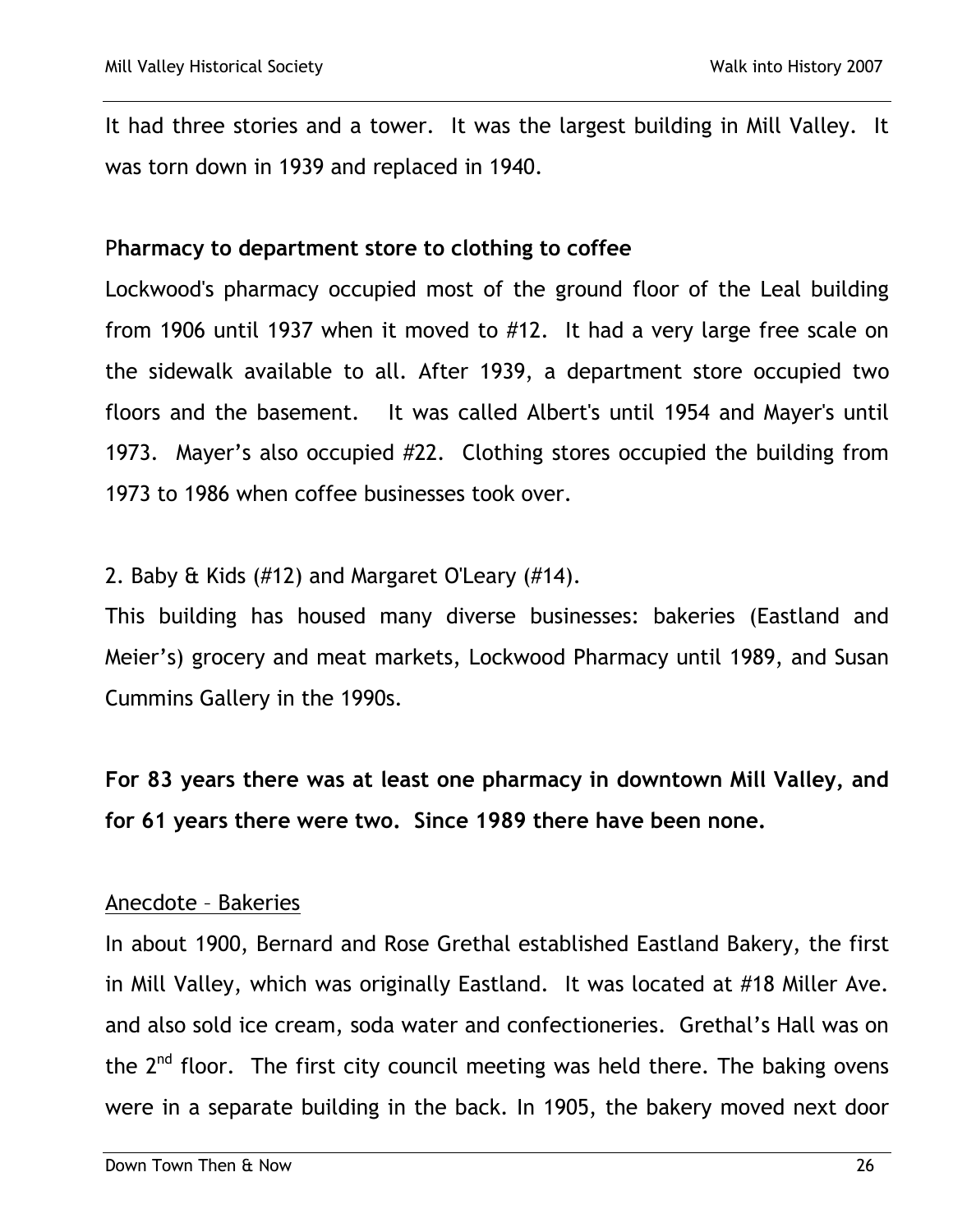It had three stories and a tower. It was the largest building in Mill Valley. It was torn down in 1939 and replaced in 1940.

**Pharmacy to department store to clothing to coffee**

Lockwood's pharmacy occupied most of the ground floor of the Leal building from 1906 until 1937 when it moved to #12. It had a very large free scale on the sidewalk available to all. After 1939, a department store occupied two floors and the basement. It was called Albert's until 1954 and Mayer's until 1973. Mayer's also occupied #22. Clothing stores occupied the building from 1973 to 1986 when coffee businesses took over.

2. Baby & Kids (#12) and Margaret O'Leary (#14).

This building has housed many diverse businesses: bakeries (Eastland and Meier's) grocery and meat markets, Lockwood Pharmacy until 1989, and Susan Cummins Gallery in the 1990s.

**For 83 years there was at least one pharmacy in downtown Mill Valley, and for 61 years there were two. Since 1989 there have been none.**

<u>Anecdote – Bakeries</u>

In about 1900, Bernard and Rose Grethal established Eastland Bakery, the first in Mill Valley, which was originally Eastland. It was located at #18 Miller Ave. and also sold ice cream, soda water and confectioneries. Grethal's Hall was on the 2nd floor. The first city council meeting was held there. The baking ovens were in a separate building in the back. In 1905, the bakery moved next door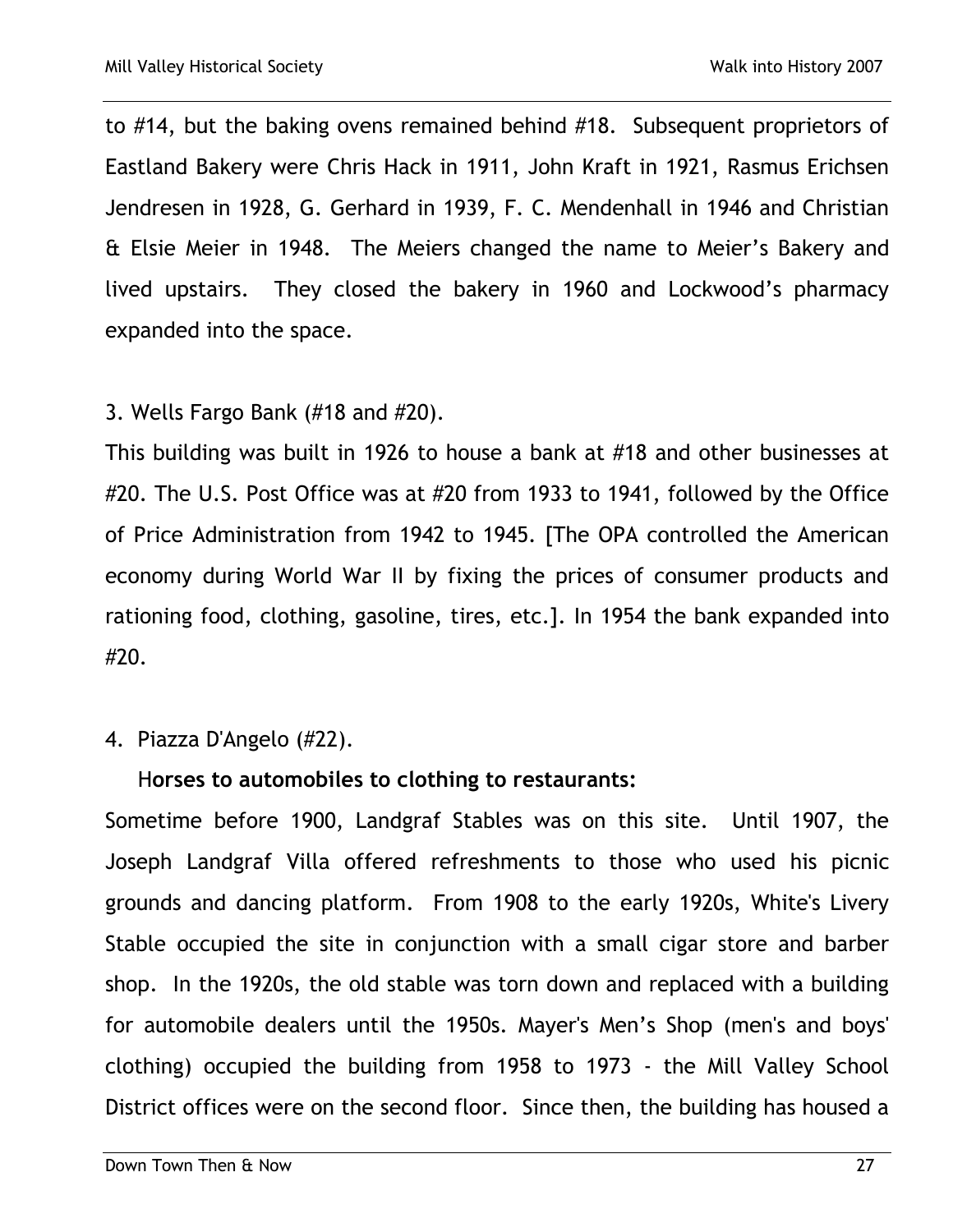to #14, but the baking ovens remained behind #18. Subsequent proprietors of Eastland Bakery were Chris Hack in 1911, John Kraft in 1921, Rasmus Erichsen Jendresen in 1928, G. Gerhard in 1939, F. C. Mendenhall in 1946 and Christian & Elsie Meier in 1948. The Meiers changed the name to Meier's Bakery and lived upstairs. They closed the bakery in 1960 and Lockwood's pharmacy expanded into the space.

3. Wells Fargo Bank (#18 and #20).

This building was built in 1926 to house a bank at #18 and other businesses at #20. The U.S. Post Office was at #20 from 1933 to 1941, followed by the Office of Price Administration from 1942 to 1945. [The OPA controlled the American economy during World War II by fixing the prices of consumer products and rationing food, clothing, gasoline, tires, etc.]. In 1954 the bank expanded into #20.

4. Piazza D'Angelo (#22).

**Horses to automobiles to clothing to restaurants:**

Sometime before 1900, Landgraf Stables was on this site. Until 1907, the Joseph Landgraf Villa offered refreshments to those who used his picnic grounds and dancing platform. From 1908 to the early 1920s, White's Livery Stable occupied the site in conjunction with a small cigar store and barber shop. In the 1920s, the old stable was torn down and replaced with a building for automobile dealers until the 1950s. Mayer's Men's Shop (men's and boys' clothing) occupied the building from 1958 to 1973 - the Mill Valley School District offices were on the second floor. Since then, the building has housed a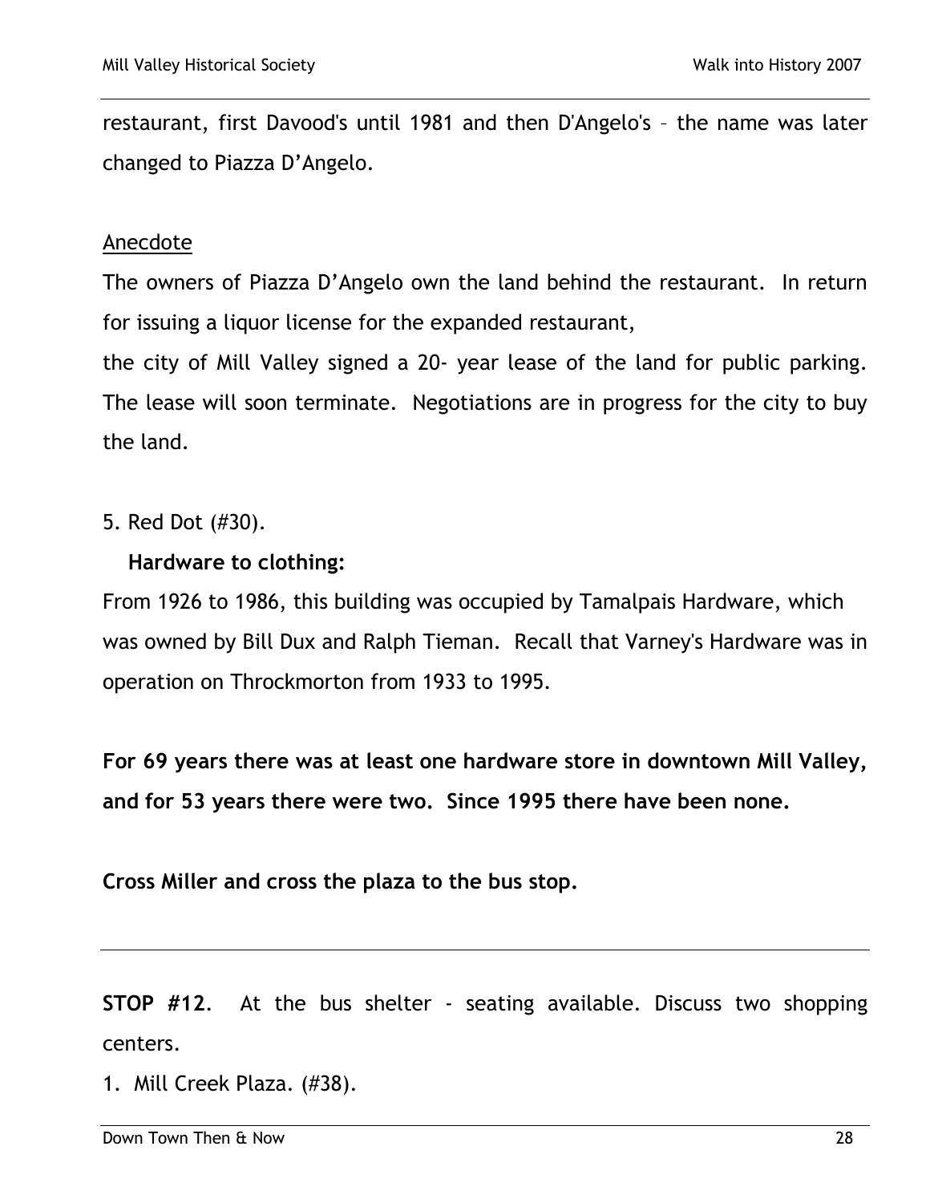restaurant, first Davood's until 1981 and then D'Angelo's – the name was later changed to Piazza D'Angelo.

Anecdote

The owners of Piazza D'Angelo own the land behind the restaurant. In return for issuing a liquor license for the expanded restaurant,
the city of Mill Valley signed a 20- year lease of the land for public parking. The lease will soon terminate. Negotiations are in progress for the city to buy the land.

5. Red Dot (#30).

**Hardware to clothing:**

From 1926 to 1986, this building was occupied by Tamalpais Hardware, which was owned by Bill Dux and Ralph Tieman. Recall that Varney's Hardware was in operation on Throckmorton from 1933 to 1995.

**For 69 years there was at least one hardware store in downtown Mill Valley, and for 53 years there were two. Since 1995 there have been none.**

**Cross Miller and cross the plaza to the bus stop.**

---

**STOP #12**. At the bus shelter - seating available. Discuss two shopping centers.

1. Mill Creek Plaza. (#38).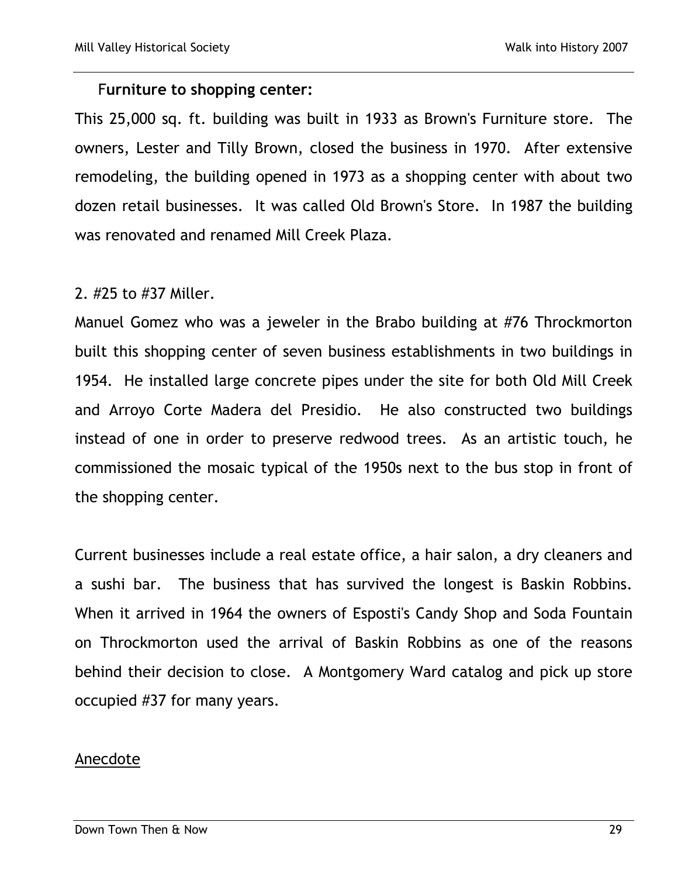**Furniture to shopping center:**

This 25,000 sq. ft. building was built in 1933 as Brown's Furniture store. The owners, Lester and Tilly Brown, closed the business in 1970. After extensive remodeling, the building opened in 1973 as a shopping center with about two dozen retail businesses. It was called Old Brown's Store. In 1987 the building was renovated and renamed Mill Creek Plaza.

2. #25 to #37 Miller.

Manuel Gomez who was a jeweler in the Brabo building at #76 Throckmorton built this shopping center of seven business establishments in two buildings in 1954. He installed large concrete pipes under the site for both Old Mill Creek and Arroyo Corte Madera del Presidio. He also constructed two buildings instead of one in order to preserve redwood trees. As an artistic touch, he commissioned the mosaic typical of the 1950s next to the bus stop in front of the shopping center.

Current businesses include a real estate office, a hair salon, a dry cleaners and a sushi bar. The business that has survived the longest is Baskin Robbins. When it arrived in 1964 the owners of Esposti's Candy Shop and Soda Fountain on Throckmorton used the arrival of Baskin Robbins as one of the reasons behind their decision to close. A Montgomery Ward catalog and pick up store occupied #37 for many years.

<u>Anecdote</u>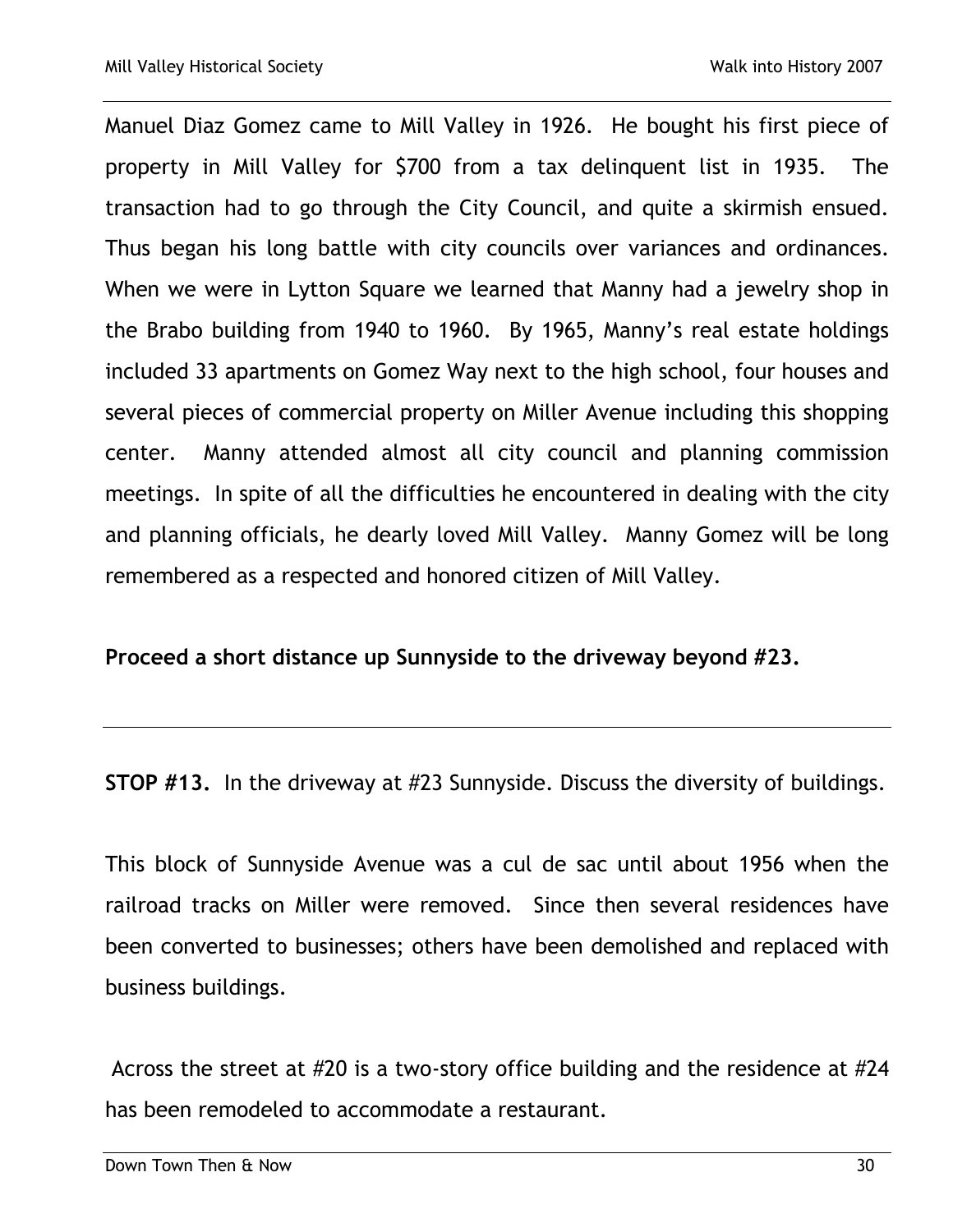Manuel Diaz Gomez came to Mill Valley in 1926. He bought his first piece of property in Mill Valley for $700 from a tax delinquent list in 1935. The transaction had to go through the City Council, and quite a skirmish ensued. Thus began his long battle with city councils over variances and ordinances. When we were in Lytton Square we learned that Manny had a jewelry shop in the Brabo building from 1940 to 1960. By 1965, Manny's real estate holdings included 33 apartments on Gomez Way next to the high school, four houses and several pieces of commercial property on Miller Avenue including this shopping center. Manny attended almost all city council and planning commission meetings. In spite of all the difficulties he encountered in dealing with the city and planning officials, he dearly loved Mill Valley. Manny Gomez will be long remembered as a respected and honored citizen of Mill Valley.

**Proceed a short distance up Sunnyside to the driveway beyond #23.**

---

**STOP #13.** In the driveway at #23 Sunnyside. Discuss the diversity of buildings.

This block of Sunnyside Avenue was a cul de sac until about 1956 when the railroad tracks on Miller were removed. Since then several residences have been converted to businesses; others have been demolished and replaced with business buildings.

Across the street at #20 is a two-story office building and the residence at #24 has been remodeled to accommodate a restaurant.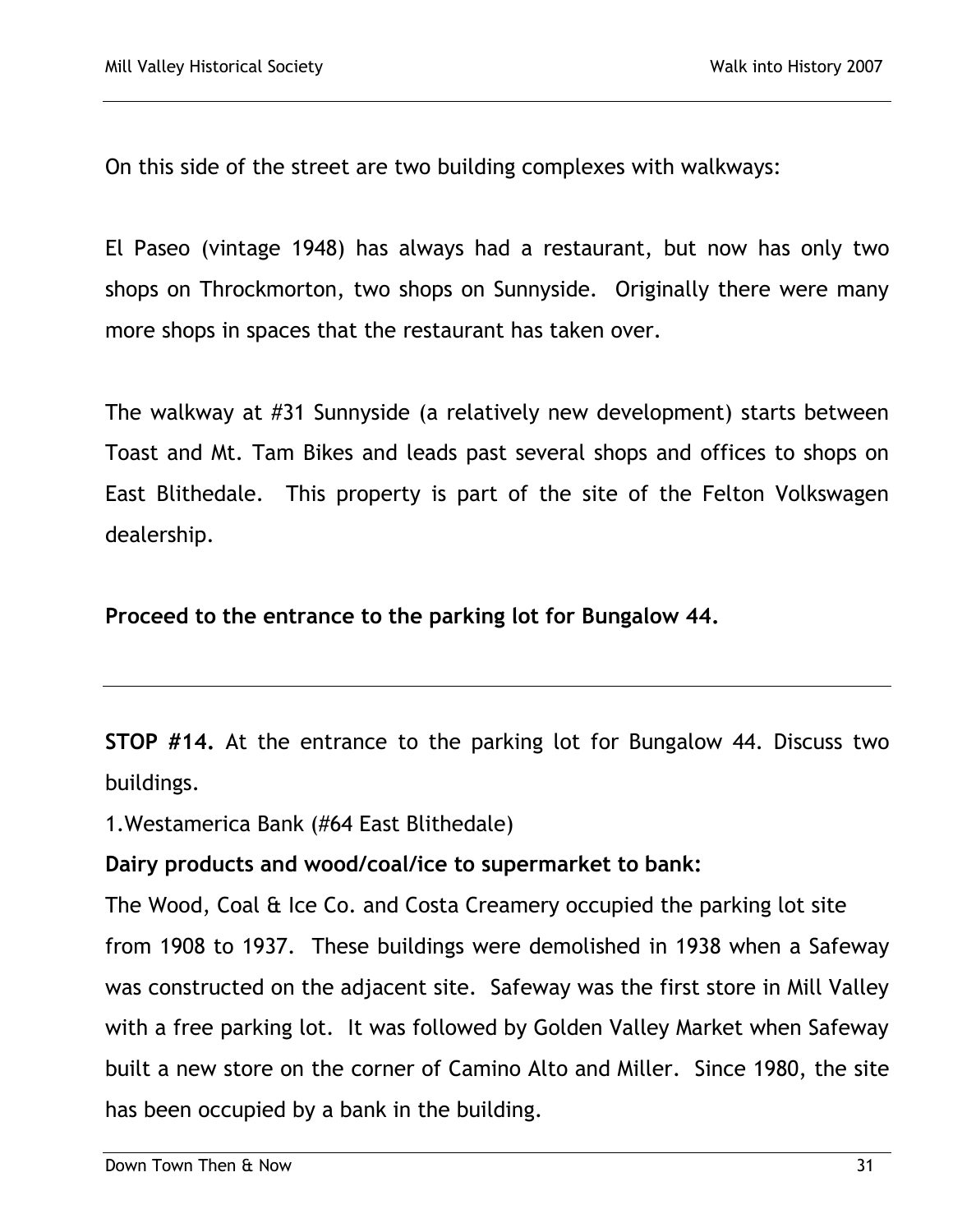On this side of the street are two building complexes with walkways:

El Paseo (vintage 1948) has always had a restaurant, but now has only two shops on Throckmorton, two shops on Sunnyside. Originally there were many more shops in spaces that the restaurant has taken over.

The walkway at #31 Sunnyside (a relatively new development) starts between Toast and Mt. Tam Bikes and leads past several shops and offices to shops on East Blithedale. This property is part of the site of the Felton Volkswagen dealership.

**Proceed to the entrance to the parking lot for Bungalow 44.**

---

**STOP #14.** At the entrance to the parking lot for Bungalow 44. Discuss two buildings.

1. Westamerica Bank (#64 East Blithedale)

**Dairy products and wood/coal/ice to supermarket to bank:**

The Wood, Coal & Ice Co. and Costa Creamery occupied the parking lot site from 1908 to 1937. These buildings were demolished in 1938 when a Safeway was constructed on the adjacent site. Safeway was the first store in Mill Valley with a free parking lot. It was followed by Golden Valley Market when Safeway built a new store on the corner of Camino Alto and Miller. Since 1980, the site has been occupied by a bank in the building.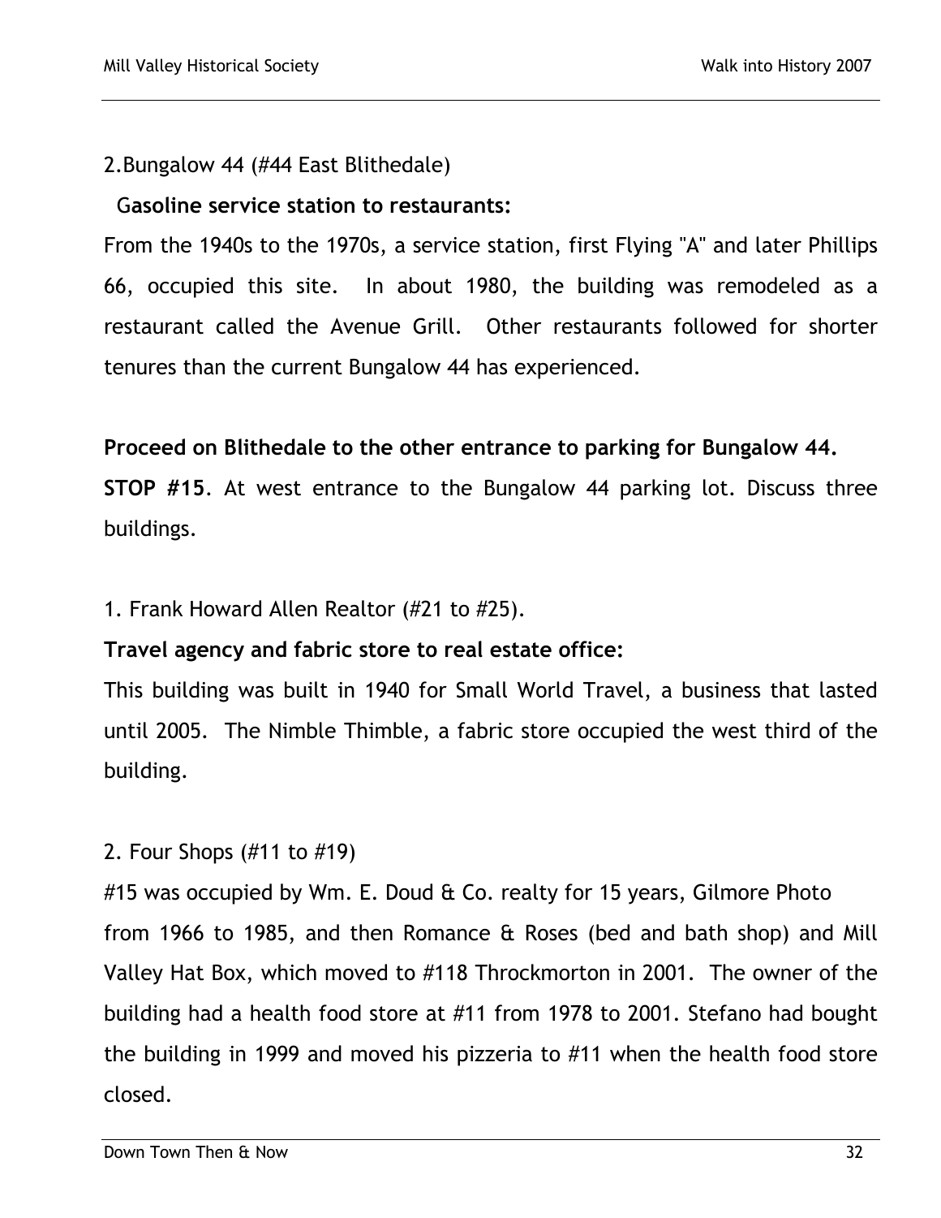2.Bungalow 44 (#44 East Blithedale)

**Gasoline service station to restaurants:**

From the 1940s to the 1970s, a service station, first Flying "A" and later Phillips 66, occupied this site. In about 1980, the building was remodeled as a restaurant called the Avenue Grill. Other restaurants followed for shorter tenures than the current Bungalow 44 has experienced.

**Proceed on Blithedale to the other entrance to parking for Bungalow 44.**

**STOP #15**. At west entrance to the Bungalow 44 parking lot. Discuss three buildings.

1. Frank Howard Allen Realtor (#21 to #25).

**Travel agency and fabric store to real estate office:**

This building was built in 1940 for Small World Travel, a business that lasted until 2005. The Nimble Thimble, a fabric store occupied the west third of the building.

2. Four Shops (#11 to #19)

#15 was occupied by Wm. E. Doud & Co. realty for 15 years, Gilmore Photo from 1966 to 1985, and then Romance & Roses (bed and bath shop) and Mill Valley Hat Box, which moved to #118 Throckmorton in 2001. The owner of the building had a health food store at #11 from 1978 to 2001. Stefano had bought the building in 1999 and moved his pizzeria to #11 when the health food store closed.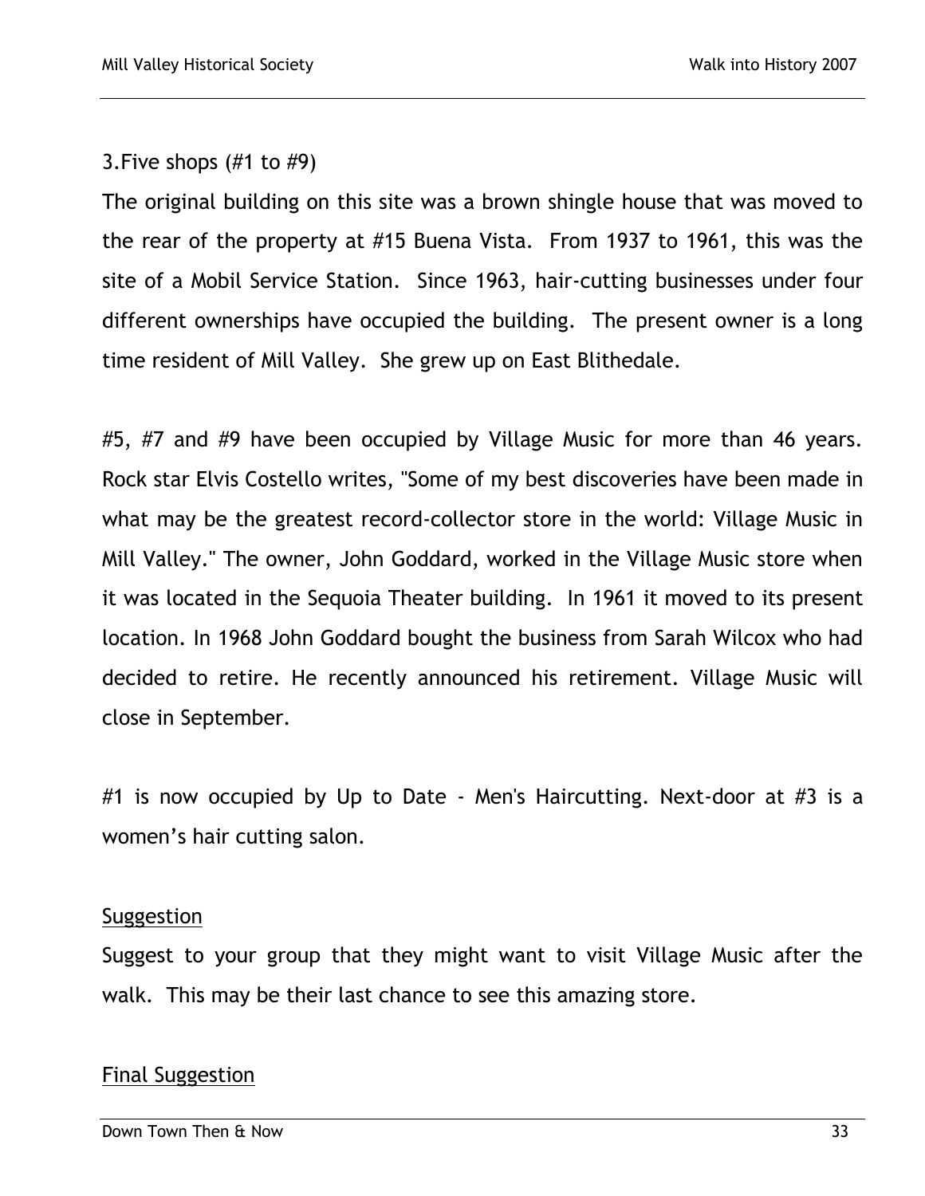3.Five shops (#1 to #9)

The original building on this site was a brown shingle house that was moved to the rear of the property at #15 Buena Vista. From 1937 to 1961, this was the site of a Mobil Service Station. Since 1963, hair-cutting businesses under four different ownerships have occupied the building. The present owner is a long time resident of Mill Valley. She grew up on East Blithedale.

#5, #7 and #9 have been occupied by Village Music for more than 46 years. Rock star Elvis Costello writes, "Some of my best discoveries have been made in what may be the greatest record-collector store in the world: Village Music in Mill Valley." The owner, John Goddard, worked in the Village Music store when it was located in the Sequoia Theater building. In 1961 it moved to its present location. In 1968 John Goddard bought the business from Sarah Wilcox who had decided to retire. He recently announced his retirement. Village Music will close in September.

#1 is now occupied by Up to Date - Men's Haircutting. Next-door at #3 is a women's hair cutting salon.

<u>Suggestion</u>

Suggest to your group that they might want to visit Village Music after the walk. This may be their last chance to see this amazing store.

<u>Final Suggestion</u>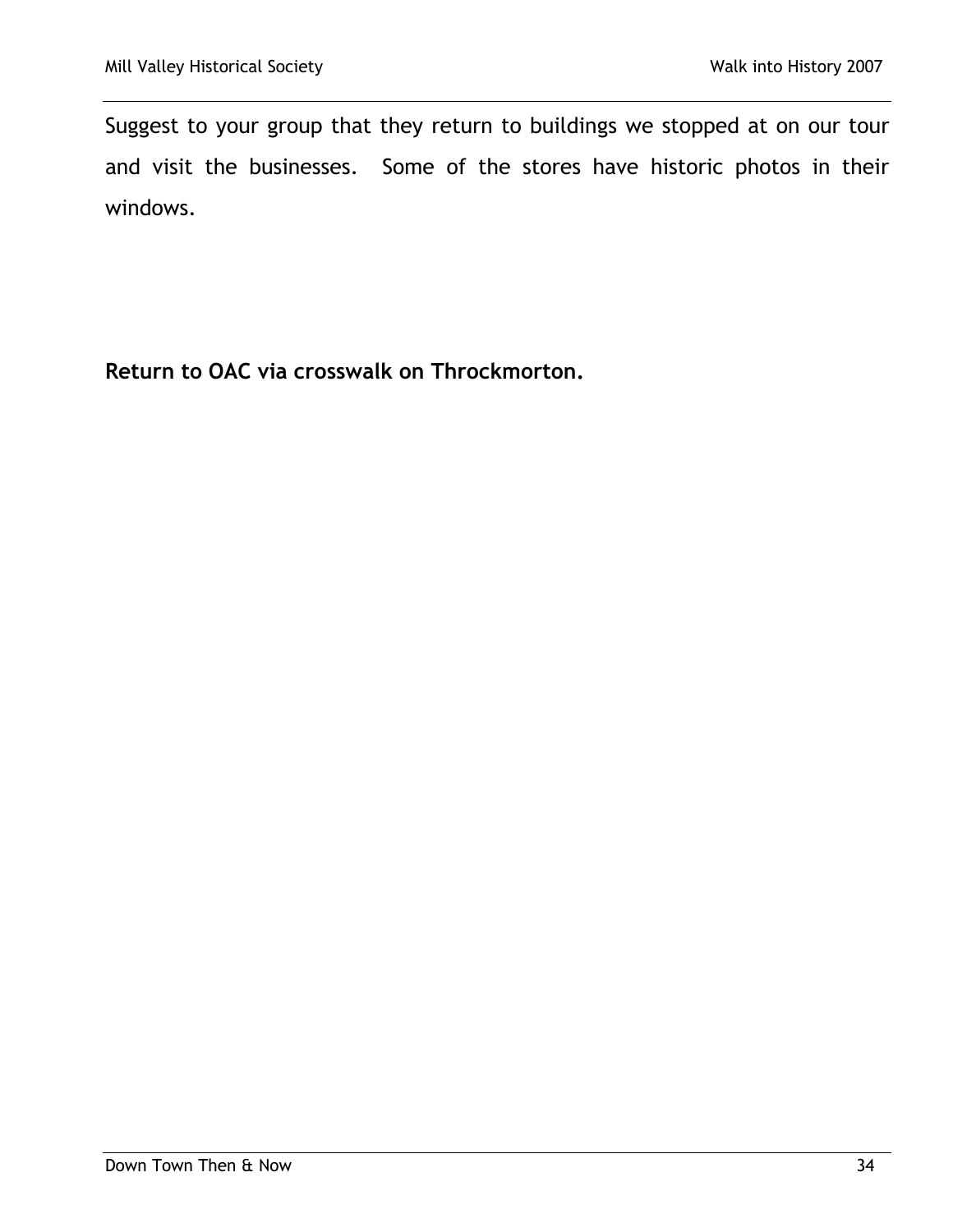Suggest to your group that they return to buildings we stopped at on our tour and visit the businesses. Some of the stores have historic photos in their windows.

**Return to OAC via crosswalk on Throckmorton.**